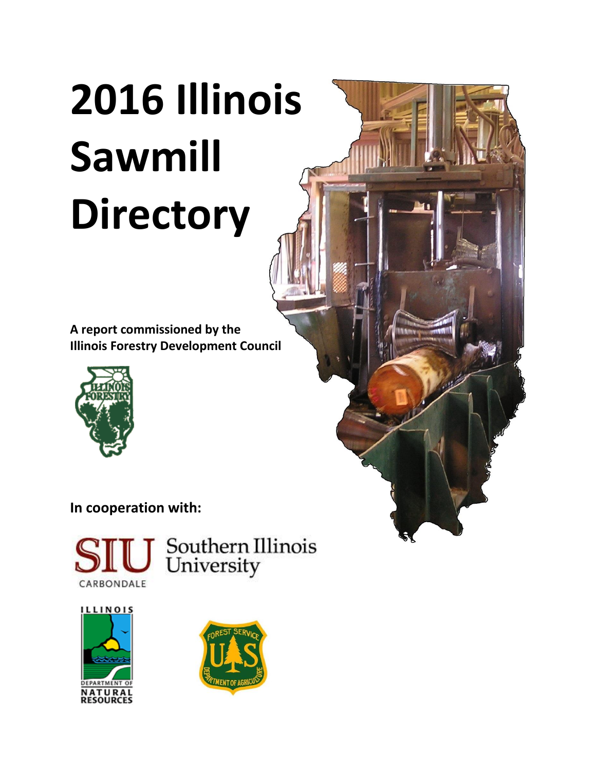# 2016 Illinois Sawmill Directory

**A report commissioned by the Illinois Forestry Development Council**

**In cooperation with:**

Southern Illinois University Carbondale

Illinois Department of Natural Resources

Forest Service, U.S. Department of Agriculture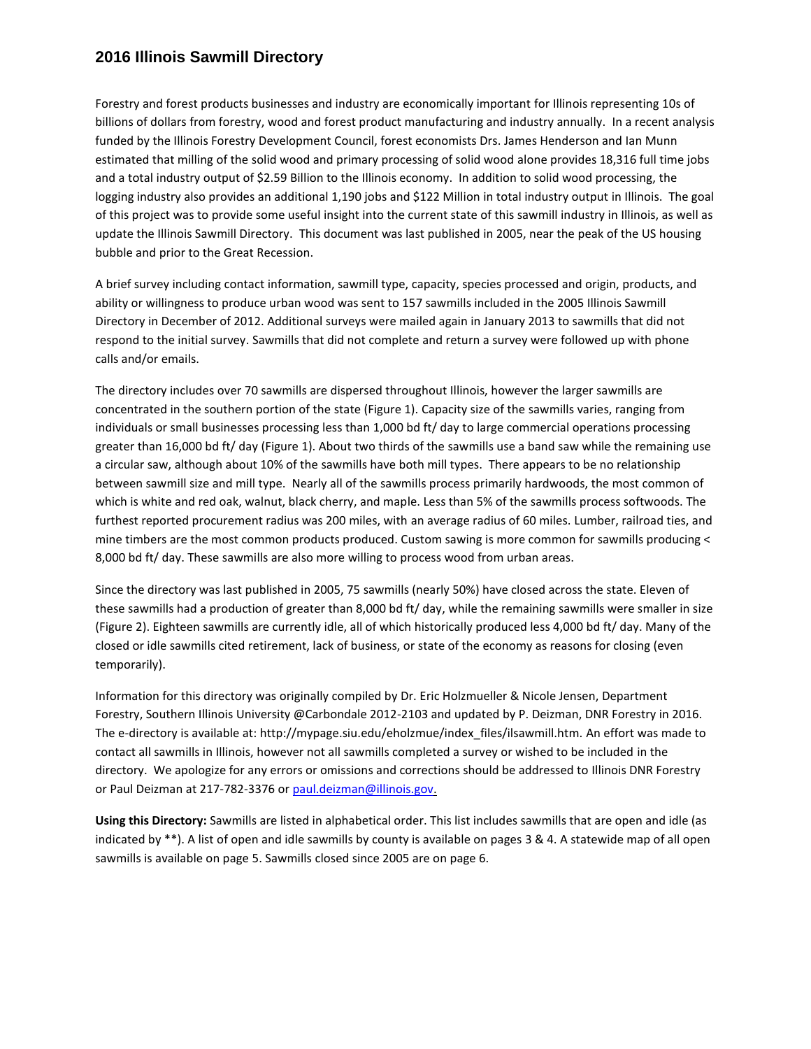# 2016 Illinois Sawmill Directory

Forestry and forest products businesses and industry are economically important for Illinois representing 10s of billions of dollars from forestry, wood and forest product manufacturing and industry annually. In a recent analysis funded by the Illinois Forestry Development Council, forest economists Drs. James Henderson and Ian Munn estimated that milling of the solid wood and primary processing of solid wood alone provides 18,316 full time jobs and a total industry output of $2.59 Billion to the Illinois economy. In addition to solid wood processing, the logging industry also provides an additional 1,190 jobs and $122 Million in total industry output in Illinois. The goal of this project was to provide some useful insight into the current state of this sawmill industry in Illinois, as well as update the Illinois Sawmill Directory. This document was last published in 2005, near the peak of the US housing bubble and prior to the Great Recession.

A brief survey including contact information, sawmill type, capacity, species processed and origin, products, and ability or willingness to produce urban wood was sent to 157 sawmills included in the 2005 Illinois Sawmill Directory in December of 2012. Additional surveys were mailed again in January 2013 to sawmills that did not respond to the initial survey. Sawmills that did not complete and return a survey were followed up with phone calls and/or emails.

The directory includes over 70 sawmills are dispersed throughout Illinois, however the larger sawmills are concentrated in the southern portion of the state (Figure 1). Capacity size of the sawmills varies, ranging from individuals or small businesses processing less than 1,000 bd ft/ day to large commercial operations processing greater than 16,000 bd ft/ day (Figure 1). About two thirds of the sawmills use a band saw while the remaining use a circular saw, although about 10% of the sawmills have both mill types. There appears to be no relationship between sawmill size and mill type. Nearly all of the sawmills process primarily hardwoods, the most common of which is white and red oak, walnut, black cherry, and maple. Less than 5% of the sawmills process softwoods. The furthest reported procurement radius was 200 miles, with an average radius of 60 miles. Lumber, railroad ties, and mine timbers are the most common products produced. Custom sawing is more common for sawmills producing < 8,000 bd ft/ day. These sawmills are also more willing to process wood from urban areas.

Since the directory was last published in 2005, 75 sawmills (nearly 50%) have closed across the state. Eleven of these sawmills had a production of greater than 8,000 bd ft/ day, while the remaining sawmills were smaller in size (Figure 2). Eighteen sawmills are currently idle, all of which historically produced less 4,000 bd ft/ day. Many of the closed or idle sawmills cited retirement, lack of business, or state of the economy as reasons for closing (even temporarily).

Information for this directory was originally compiled by Dr. Eric Holzmueller & Nicole Jensen, Department Forestry, Southern Illinois University @Carbondale 2012-2103 and updated by P. Deizman, DNR Forestry in 2016. The e-directory is available at: http://mypage.siu.edu/eholzmue/index_files/ilsawmill.htm. An effort was made to contact all sawmills in Illinois, however not all sawmills completed a survey or wished to be included in the directory. We apologize for any errors or omissions and corrections should be addressed to Illinois DNR Forestry or Paul Deizman at 217-782-3376 or paul.deizman@illinois.gov.

**Using this Directory:** Sawmills are listed in alphabetical order. This list includes sawmills that are open and idle (as indicated by **). A list of open and idle sawmills by county is available on pages 3 & 4. A statewide map of all open sawmills is available on page 5. Sawmills closed since 2005 are on page 6.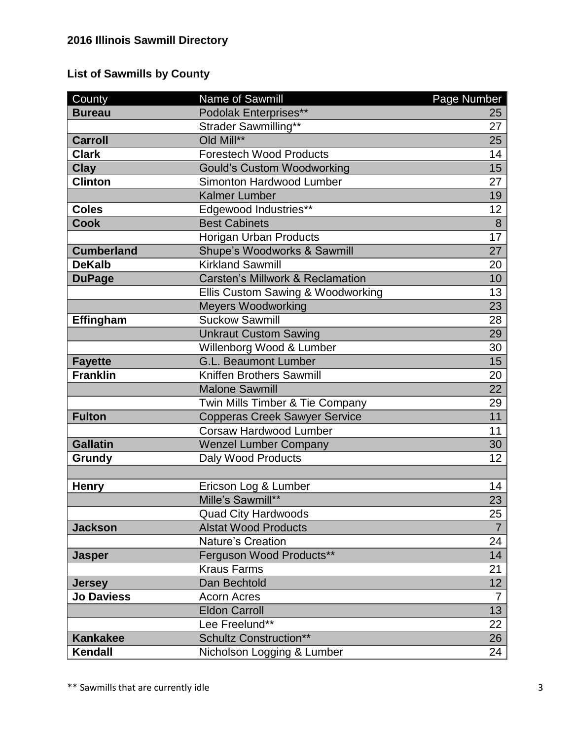## 2016 Illinois Sawmill Directory

### List of Sawmills by County

| County | Name of Sawmill | Page Number |
|---|---|---|
| **Bureau** | Podolak Enterprises** | 25 |
| | Strader Sawmilling** | 27 |
| **Carroll** | Old Mill** | 25 |
| **Clark** | Forestech Wood Products | 14 |
| **Clay** | Gould's Custom Woodworking | 15 |
| **Clinton** | Simonton Hardwood Lumber | 27 |
| | Kalmer Lumber | 19 |
| **Coles** | Edgewood Industries** | 12 |
| **Cook** | Best Cabinets | 8 |
| | Horigan Urban Products | 17 |
| **Cumberland** | Shupe's Woodworks & Sawmill | 27 |
| **DeKalb** | Kirkland Sawmill | 20 |
| **DuPage** | Carsten's Millwork & Reclamation | 10 |
| | Ellis Custom Sawing & Woodworking | 13 |
| | Meyers Woodworking | 23 |
| **Effingham** | Suckow Sawmill | 28 |
| | Unkraut Custom Sawing | 29 |
| | Willenborg Wood & Lumber | 30 |
| **Fayette** | G.L. Beaumont Lumber | 15 |
| **Franklin** | Kniffen Brothers Sawmill | 20 |
| | Malone Sawmill | 22 |
| | Twin Mills Timber & Tie Company | 29 |
| **Fulton** | Copperas Creek Sawyer Service | 11 |
| | Corsaw Hardwood Lumber | 11 |
| **Gallatin** | Wenzel Lumber Company | 30 |
| **Grundy** | Daly Wood Products | 12 |
| | | |
| **Henry** | Ericson Log & Lumber | 14 |
| | Mille's Sawmill** | 23 |
| | Quad City Hardwoods | 25 |
| **Jackson** | Alstat Wood Products | 7 |
| | Nature's Creation | 24 |
| **Jasper** | Ferguson Wood Products** | 14 |
| | Kraus Farms | 21 |
| **Jersey** | Dan Bechtold | 12 |
| **Jo Daviess** | Acorn Acres | 7 |
| | Eldon Carroll | 13 |
| | Lee Freelund** | 22 |
| **Kankakee** | Schultz Construction** | 26 |
| **Kendall** | Nicholson Logging & Lumber | 24 |

** Sawmills that are currently idle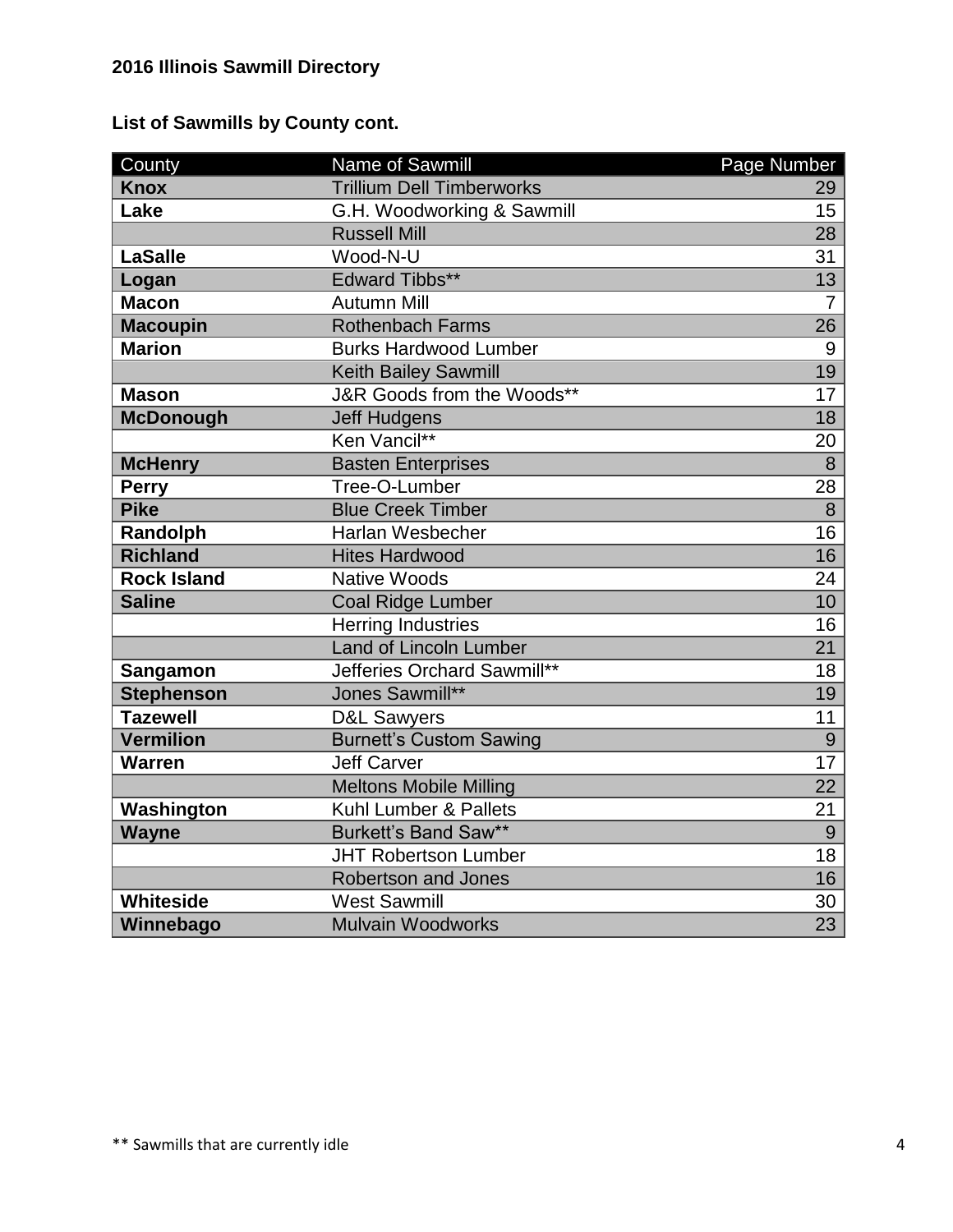**2016 Illinois Sawmill Directory**

**List of Sawmills by County cont.**

| County | Name of Sawmill | Page Number |
|---|---|---|
| **Knox** | Trillium Dell Timberworks | 29 |
| **Lake** | G.H. Woodworking & Sawmill | 15 |
| | Russell Mill | 28 |
| **LaSalle** | Wood-N-U | 31 |
| **Logan** | Edward Tibbs** | 13 |
| **Macon** | Autumn Mill | 7 |
| **Macoupin** | Rothenbach Farms | 26 |
| **Marion** | Burks Hardwood Lumber | 9 |
| | Keith Bailey Sawmill | 19 |
| **Mason** | J&R Goods from the Woods** | 17 |
| **McDonough** | Jeff Hudgens | 18 |
| | Ken Vancil** | 20 |
| **McHenry** | Basten Enterprises | 8 |
| **Perry** | Tree-O-Lumber | 28 |
| **Pike** | Blue Creek Timber | 8 |
| **Randolph** | Harlan Wesbecher | 16 |
| **Richland** | Hites Hardwood | 16 |
| **Rock Island** | Native Woods | 24 |
| **Saline** | Coal Ridge Lumber | 10 |
| | Herring Industries | 16 |
| | Land of Lincoln Lumber | 21 |
| **Sangamon** | Jefferies Orchard Sawmill** | 18 |
| **Stephenson** | Jones Sawmill** | 19 |
| **Tazewell** | D&L Sawyers | 11 |
| **Vermilion** | Burnett's Custom Sawing | 9 |
| **Warren** | Jeff Carver | 17 |
| | Meltons Mobile Milling | 22 |
| **Washington** | Kuhl Lumber & Pallets | 21 |
| **Wayne** | Burkett's Band Saw** | 9 |
| | JHT Robertson Lumber | 18 |
| | Robertson and Jones | 16 |
| **Whiteside** | West Sawmill | 30 |
| **Winnebago** | Mulvain Woodworks | 23 |

** Sawmills that are currently idle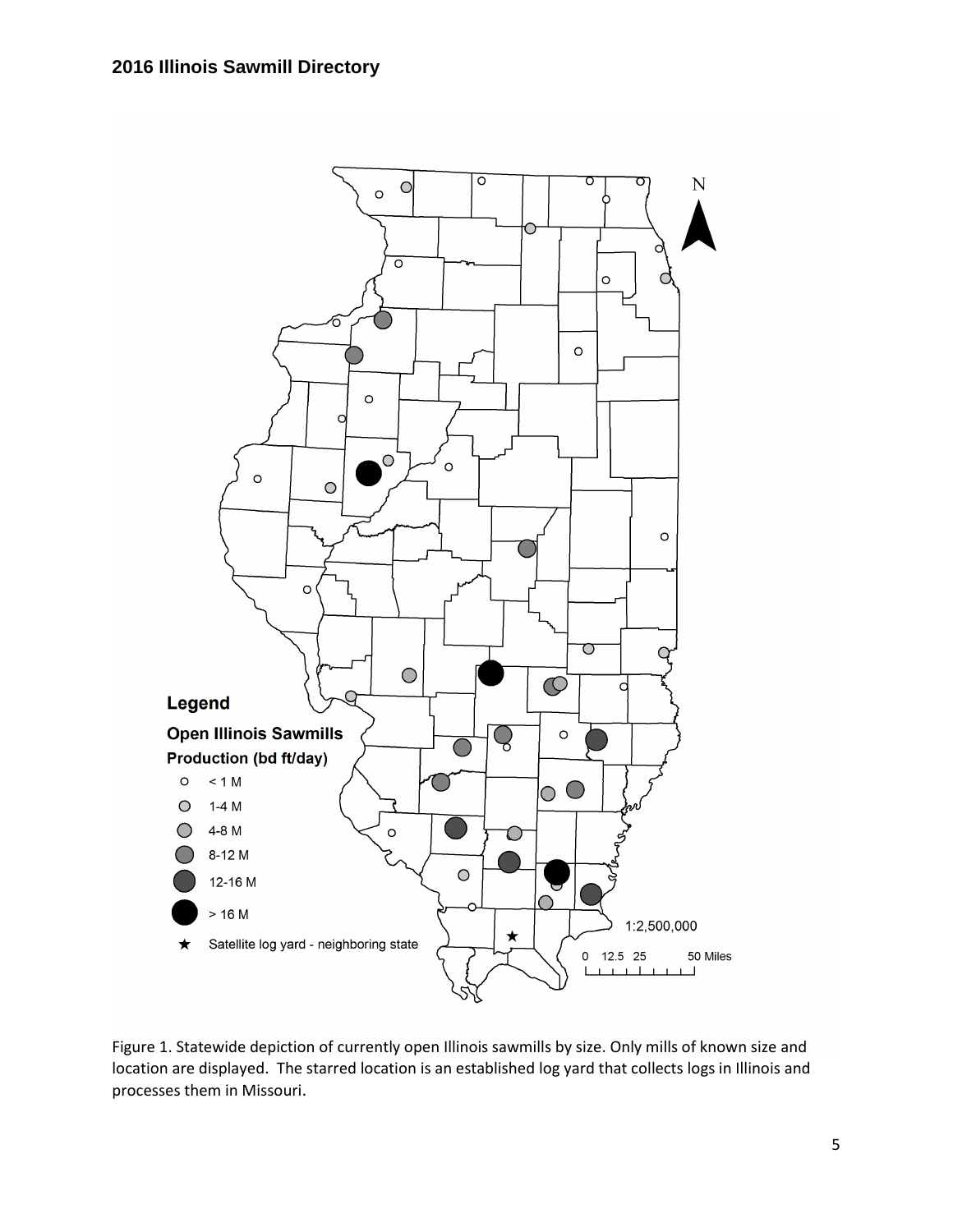Figure 1. Statewide depiction of currently open Illinois sawmills by size. Only mills of known size and location are displayed. The starred location is an established log yard that collects logs in Illinois and processes them in Missouri.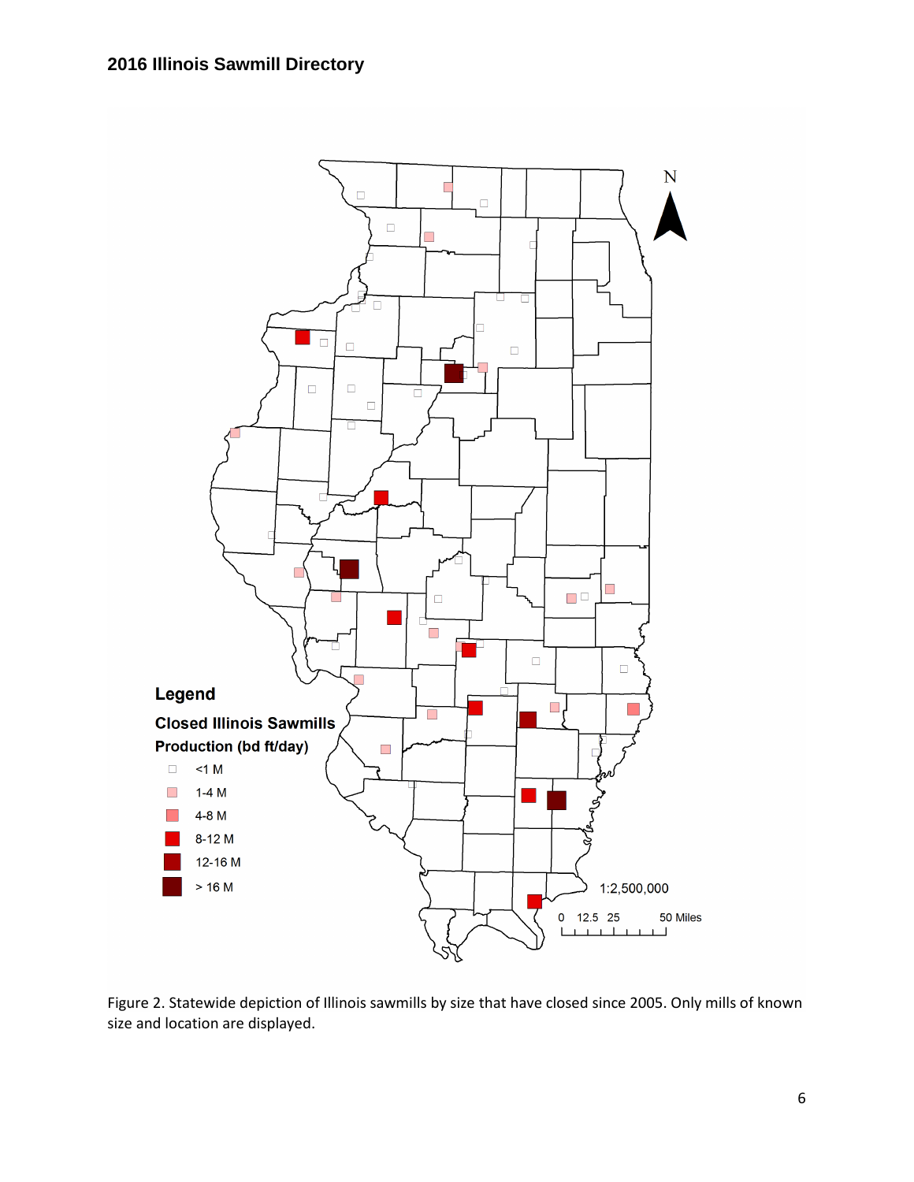Figure 2. Statewide depiction of Illinois sawmills by size that have closed since 2005. Only mills of known size and location are displayed.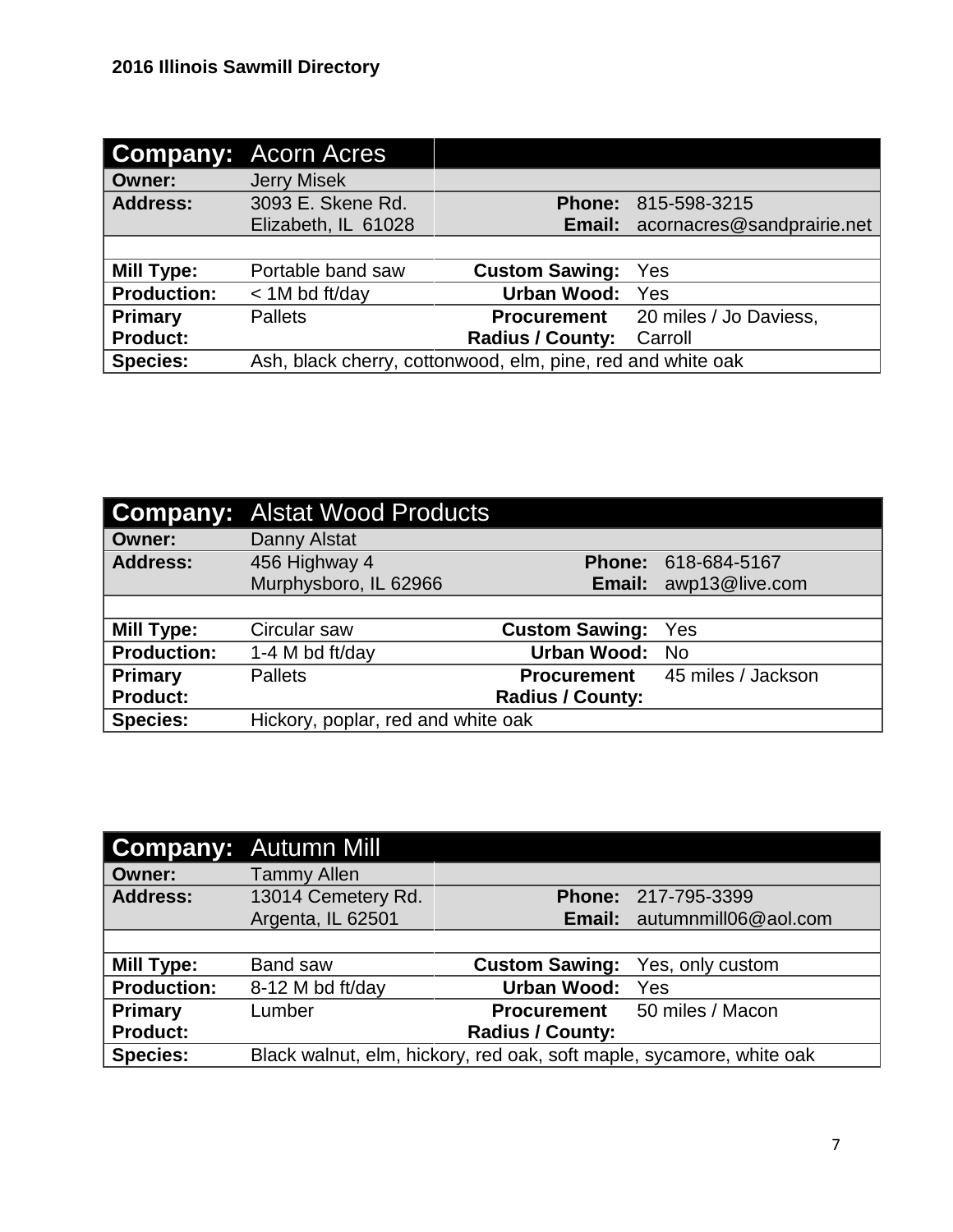## 2016 Illinois Sawmill Directory

| **Company:** | Acorn Acres | | |
|---|---|---|---|
| **Owner:** | Jerry Misek | | |
| **Address:** | 3093 E. Skene Rd.<br>Elizabeth, IL 61028 | **Phone:**<br>**Email:** | 815-598-3215<br>acornacres@sandprairie.net |
| **Mill Type:** | Portable band saw | **Custom Sawing:** | Yes |
| **Production:** | < 1M bd ft/day | **Urban Wood:** | Yes |
| **Primary Product:** | Pallets | **Procurement Radius / County:** | 20 miles / Jo Daviess, Carroll |
| **Species:** | Ash, black cherry, cottonwood, elm, pine, red and white oak | | |

| **Company:** | Alstat Wood Products | | |
|---|---|---|---|
| **Owner:** | Danny Alstat | | |
| **Address:** | 456 Highway 4<br>Murphysboro, IL 62966 | **Phone:**<br>**Email:** | 618-684-5167<br>awp13@live.com |
| **Mill Type:** | Circular saw | **Custom Sawing:** | Yes |
| **Production:** | 1-4 M bd ft/day | **Urban Wood:** | No |
| **Primary Product:** | Pallets | **Procurement Radius / County:** | 45 miles / Jackson |
| **Species:** | Hickory, poplar, red and white oak | | |

| **Company:** | Autumn Mill | | |
|---|---|---|---|
| **Owner:** | Tammy Allen | | |
| **Address:** | 13014 Cemetery Rd.<br>Argenta, IL 62501 | **Phone:**<br>**Email:** | 217-795-3399<br>autumnmill06@aol.com |
| **Mill Type:** | Band saw | **Custom Sawing:** | Yes, only custom |
| **Production:** | 8-12 M bd ft/day | **Urban Wood:** | Yes |
| **Primary Product:** | Lumber | **Procurement Radius / County:** | 50 miles / Macon |
| **Species:** | Black walnut, elm, hickory, red oak, soft maple, sycamore, white oak | | |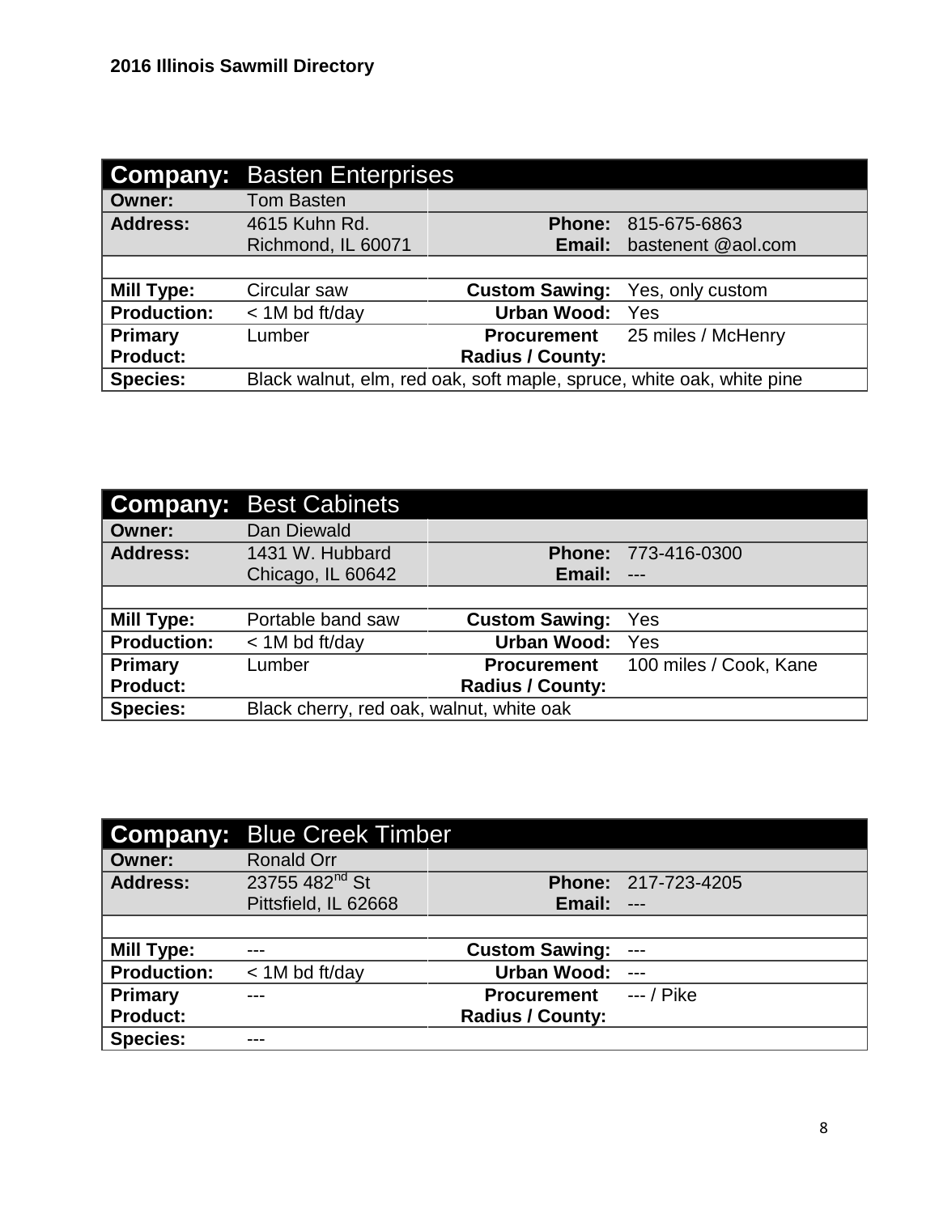| **Company:** | **Basten Enterprises** | | |
|---|---|---|---|
| **Owner:** | Tom Basten | | |
| **Address:** | 4615 Kuhn Rd.<br>Richmond, IL 60071 | **Phone:**<br>**Email:** | 815-675-6863<br>bastenent @aol.com |
| | | | |
| **Mill Type:** | Circular saw | **Custom Sawing:** | Yes, only custom |
| **Production:** | < 1M bd ft/day | **Urban Wood:** | Yes |
| **Primary Product:** | Lumber | **Procurement Radius / County:** | 25 miles / McHenry |
| **Species:** | Black walnut, elm, red oak, soft maple, spruce, white oak, white pine | | |

| **Company:** | **Best Cabinets** | | |
|---|---|---|---|
| **Owner:** | Dan Diewald | | |
| **Address:** | 1431 W. Hubbard<br>Chicago, IL 60642 | **Phone:**<br>**Email:** | 773-416-0300<br>--- |
| | | | |
| **Mill Type:** | Portable band saw | **Custom Sawing:** | Yes |
| **Production:** | < 1M bd ft/day | **Urban Wood:** | Yes |
| **Primary Product:** | Lumber | **Procurement Radius / County:** | 100 miles / Cook, Kane |
| **Species:** | Black cherry, red oak, walnut, white oak | | |

| **Company:** | **Blue Creek Timber** | | |
|---|---|---|---|
| **Owner:** | Ronald Orr | | |
| **Address:** | 23755 482nd St<br>Pittsfield, IL 62668 | **Phone:**<br>**Email:** | 217-723-4205<br>--- |
| | | | |
| **Mill Type:** | --- | **Custom Sawing:** | --- |
| **Production:** | < 1M bd ft/day | **Urban Wood:** | --- |
| **Primary Product:** | --- | **Procurement Radius / County:** | --- / Pike |
| **Species:** | --- | | |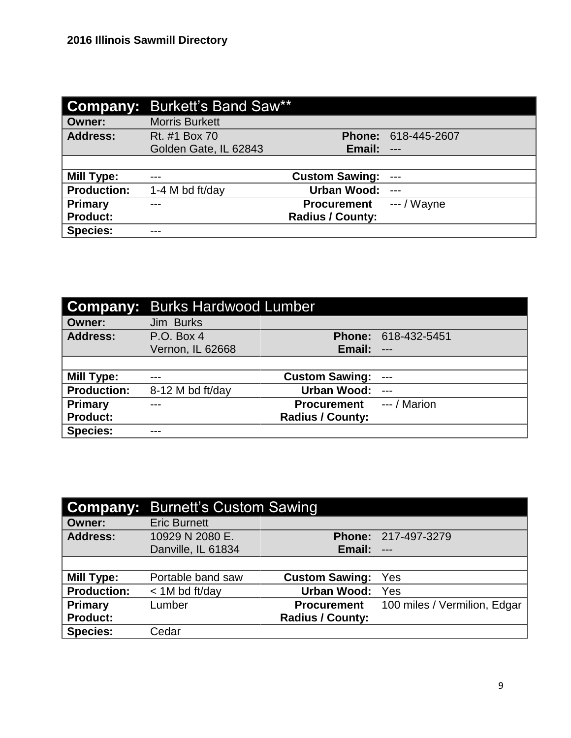| **Company:** | **Burkett's Band Saw**** | | |
|---|---|---|---|
| **Owner:** | Morris Burkett | | |
| **Address:** | Rt. #1 Box 70<br>Golden Gate, IL 62843 | **Phone:**<br>**Email:** | 618-445-2607<br>--- |
| | | | |
| **Mill Type:** | --- | **Custom Sawing:** | --- |
| **Production:** | 1-4 M bd ft/day | **Urban Wood:** | --- |
| **Primary Product:** | --- | **Procurement Radius / County:** | --- / Wayne |
| **Species:** | --- | | |

| **Company:** | **Burks Hardwood Lumber** | | |
|---|---|---|---|
| **Owner:** | Jim Burks | | |
| **Address:** | P.O. Box 4<br>Vernon, IL 62668 | **Phone:**<br>**Email:** | 618-432-5451<br>--- |
| | | | |
| **Mill Type:** | --- | **Custom Sawing:** | --- |
| **Production:** | 8-12 M bd ft/day | **Urban Wood:** | --- |
| **Primary Product:** | --- | **Procurement Radius / County:** | --- / Marion |
| **Species:** | --- | | |

| **Company:** | **Burnett's Custom Sawing** | | |
|---|---|---|---|
| **Owner:** | Eric Burnett | | |
| **Address:** | 10929 N 2080 E.<br>Danville, IL 61834 | **Phone:**<br>**Email:** | 217-497-3279<br>--- |
| | | | |
| **Mill Type:** | Portable band saw | **Custom Sawing:** | Yes |
| **Production:** | < 1M bd ft/day | **Urban Wood:** | Yes |
| **Primary Product:** | Lumber | **Procurement Radius / County:** | 100 miles / Vermilion, Edgar |
| **Species:** | Cedar | | |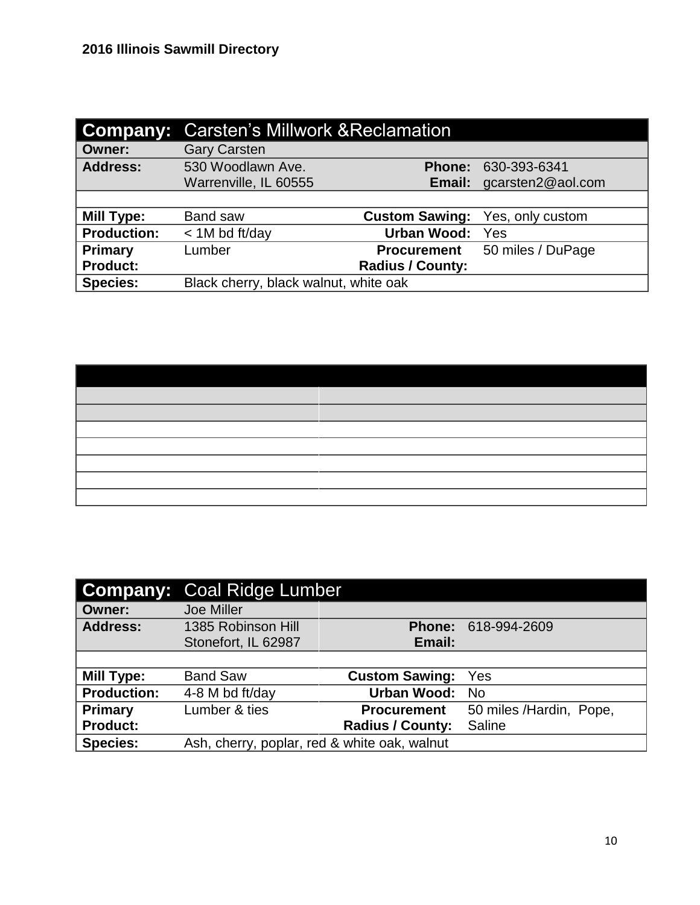| Company: | Carsten's Millwork &Reclamation | | |
|---|---|---|---|
| Owner: | Gary Carsten | | |
| Address: | 530 Woodlawn Ave.<br>Warrenville, IL 60555 | Phone:<br>Email: | 630-393-6341<br>gcarsten2@aol.com |
| | | | |
| Mill Type: | Band saw | Custom Sawing: | Yes, only custom |
| Production: | < 1M bd ft/day | Urban Wood: | Yes |
| Primary Product: | Lumber | Procurement Radius / County: | 50 miles / DuPage |
| Species: | Black cherry, black walnut, white oak | | |

| | |
|---|---|
| | |
| | |
| | |
| | |
| | |
| | |
| | |

| Company: | Coal Ridge Lumber | | |
|---|---|---|---|
| Owner: | Joe Miller | | |
| Address: | 1385 Robinson Hill<br>Stonefort, IL 62987 | Phone:<br>Email: | 618-994-2609 |
| | | | |
| Mill Type: | Band Saw | Custom Sawing: | Yes |
| Production: | 4-8 M bd ft/day | Urban Wood: | No |
| Primary Product: | Lumber & ties | Procurement Radius / County: | 50 miles /Hardin, Pope, Saline |
| Species: | Ash, cherry, poplar, red & white oak, walnut | | |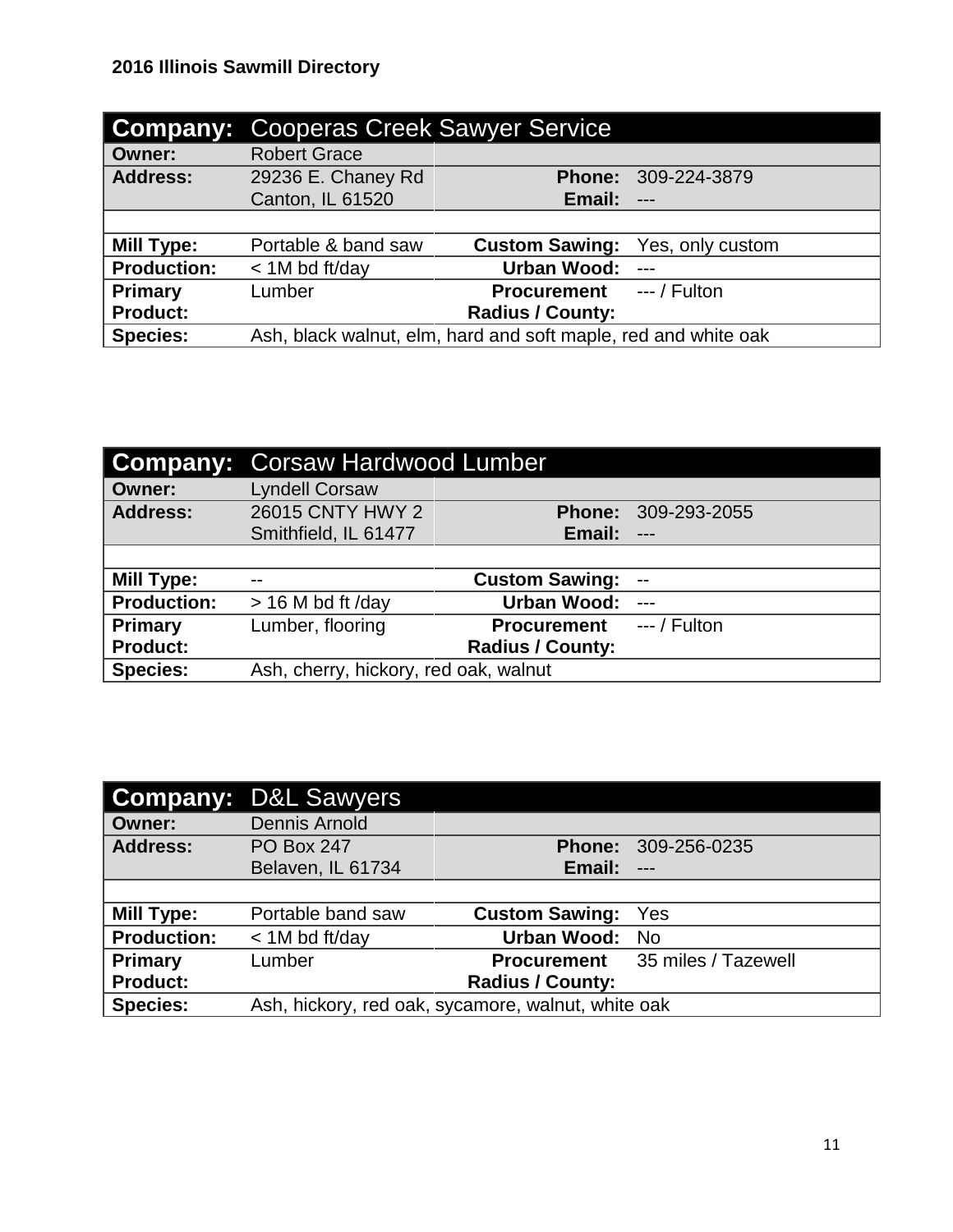**2016 Illinois Sawmill Directory**

| **Company:** | Cooperas Creek Sawyer Service | | |
|---|---|---|---|
| **Owner:** | Robert Grace | | |
| **Address:** | 29236 E. Chaney Rd<br>Canton, IL 61520 | **Phone:**<br>**Email:** | 309-224-3879<br>--- |
| | | | |
| **Mill Type:** | Portable & band saw | **Custom Sawing:** | Yes, only custom |
| **Production:** | < 1M bd ft/day | **Urban Wood:** | --- |
| **Primary Product:** | Lumber | **Procurement Radius / County:** | --- / Fulton |
| **Species:** | Ash, black walnut, elm, hard and soft maple, red and white oak | | |

| **Company:** | Corsaw Hardwood Lumber | | |
|---|---|---|---|
| **Owner:** | Lyndell Corsaw | | |
| **Address:** | 26015 CNTY HWY 2<br>Smithfield, IL 61477 | **Phone:**<br>**Email:** | 309-293-2055<br>--- |
| | | | |
| **Mill Type:** | -- | **Custom Sawing:** | -- |
| **Production:** | > 16 M bd ft /day | **Urban Wood:** | --- |
| **Primary Product:** | Lumber, flooring | **Procurement Radius / County:** | --- / Fulton |
| **Species:** | Ash, cherry, hickory, red oak, walnut | | |

| **Company:** | D&L Sawyers | | |
|---|---|---|---|
| **Owner:** | Dennis Arnold | | |
| **Address:** | PO Box 247<br>Belaven, IL 61734 | **Phone:**<br>**Email:** | 309-256-0235<br>--- |
| | | | |
| **Mill Type:** | Portable band saw | **Custom Sawing:** | Yes |
| **Production:** | < 1M bd ft/day | **Urban Wood:** | No |
| **Primary Product:** | Lumber | **Procurement Radius / County:** | 35 miles / Tazewell |
| **Species:** | Ash, hickory, red oak, sycamore, walnut, white oak | | |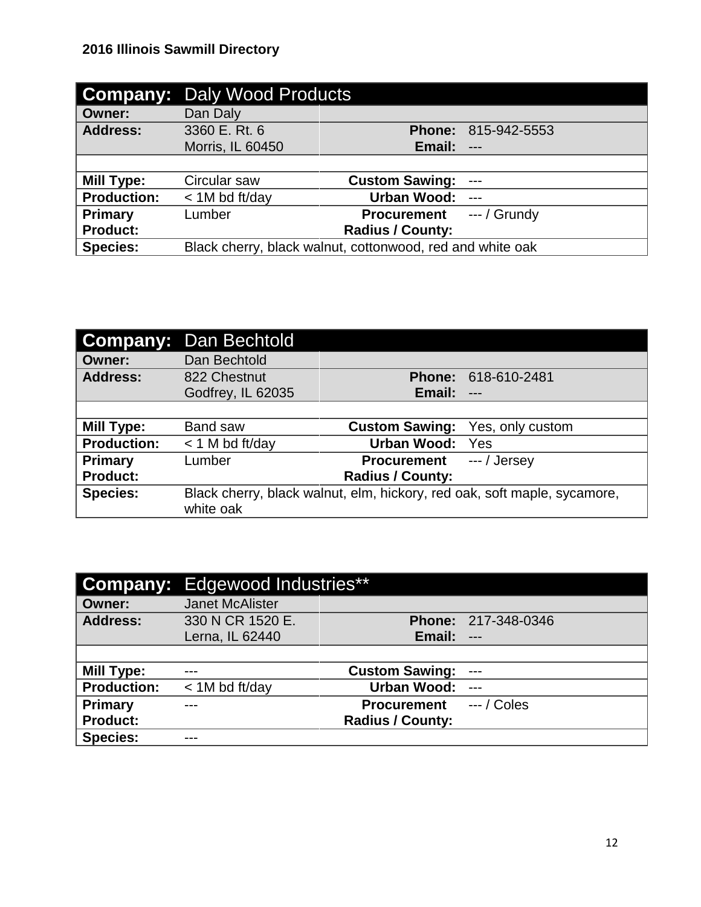**2016 Illinois Sawmill Directory**

| **Company:** | Daly Wood Products | | |
|---|---|---|---|
| **Owner:** | Dan Daly | | |
| **Address:** | 3360 E. Rt. 6<br>Morris, IL 60450 | **Phone:**<br>**Email:** | 815-942-5553<br>--- |
| **Mill Type:** | Circular saw | **Custom Sawing:** | --- |
| **Production:** | < 1M bd ft/day | **Urban Wood:** | --- |
| **Primary Product:** | Lumber | **Procurement Radius / County:** | --- / Grundy |
| **Species:** | Black cherry, black walnut, cottonwood, red and white oak | | |

| **Company:** | Dan Bechtold | | |
|---|---|---|---|
| **Owner:** | Dan Bechtold | | |
| **Address:** | 822 Chestnut<br>Godfrey, IL 62035 | **Phone:**<br>**Email:** | 618-610-2481<br>--- |
| **Mill Type:** | Band saw | **Custom Sawing:** | Yes, only custom |
| **Production:** | < 1 M bd ft/day | **Urban Wood:** | Yes |
| **Primary Product:** | Lumber | **Procurement Radius / County:** | --- / Jersey |
| **Species:** | Black cherry, black walnut, elm, hickory, red oak, soft maple, sycamore, white oak | | |

| **Company:** | Edgewood Industries** | | |
|---|---|---|---|
| **Owner:** | Janet McAlister | | |
| **Address:** | 330 N CR 1520 E.<br>Lerna, IL 62440 | **Phone:**<br>**Email:** | 217-348-0346<br>--- |
| **Mill Type:** | --- | **Custom Sawing:** | --- |
| **Production:** | < 1M bd ft/day | **Urban Wood:** | --- |
| **Primary Product:** | --- | **Procurement Radius / County:** | --- / Coles |
| **Species:** | --- | | |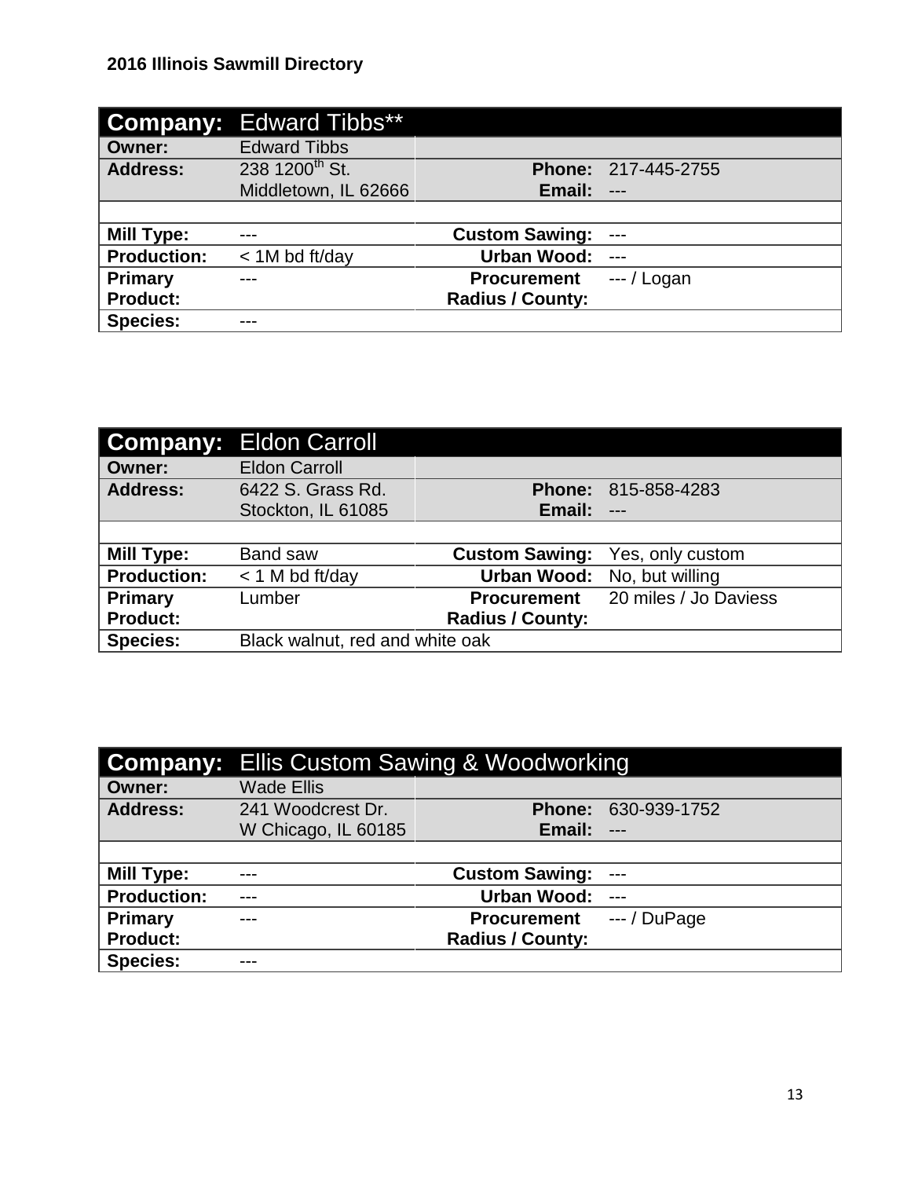| **Company:** | Edward Tibbs** | | |
|---|---|---|---|
| **Owner:** | Edward Tibbs | | |
| **Address:** | 238 1200th St.<br>Middletown, IL 62666 | **Phone:**<br>**Email:** | 217-445-2755<br>--- |
| | | | |
| **Mill Type:** | --- | **Custom Sawing:** | --- |
| **Production:** | < 1M bd ft/day | **Urban Wood:** | --- |
| **Primary Product:** | --- | **Procurement Radius / County:** | --- / Logan |
| **Species:** | --- | | |

| **Company:** | Eldon Carroll | | |
|---|---|---|---|
| **Owner:** | Eldon Carroll | | |
| **Address:** | 6422 S. Grass Rd.<br>Stockton, IL 61085 | **Phone:**<br>**Email:** | 815-858-4283<br>--- |
| | | | |
| **Mill Type:** | Band saw | **Custom Sawing:** | Yes, only custom |
| **Production:** | < 1 M bd ft/day | **Urban Wood:** | No, but willing |
| **Primary Product:** | Lumber | **Procurement Radius / County:** | 20 miles / Jo Daviess |
| **Species:** | Black walnut, red and white oak | | |

| **Company:** | Ellis Custom Sawing & Woodworking | | |
|---|---|---|---|
| **Owner:** | Wade Ellis | | |
| **Address:** | 241 Woodcrest Dr.<br>W Chicago, IL 60185 | **Phone:**<br>**Email:** | 630-939-1752<br>--- |
| | | | |
| **Mill Type:** | --- | **Custom Sawing:** | --- |
| **Production:** | --- | **Urban Wood:** | --- |
| **Primary Product:** | --- | **Procurement Radius / County:** | --- / DuPage |
| **Species:** | --- | | |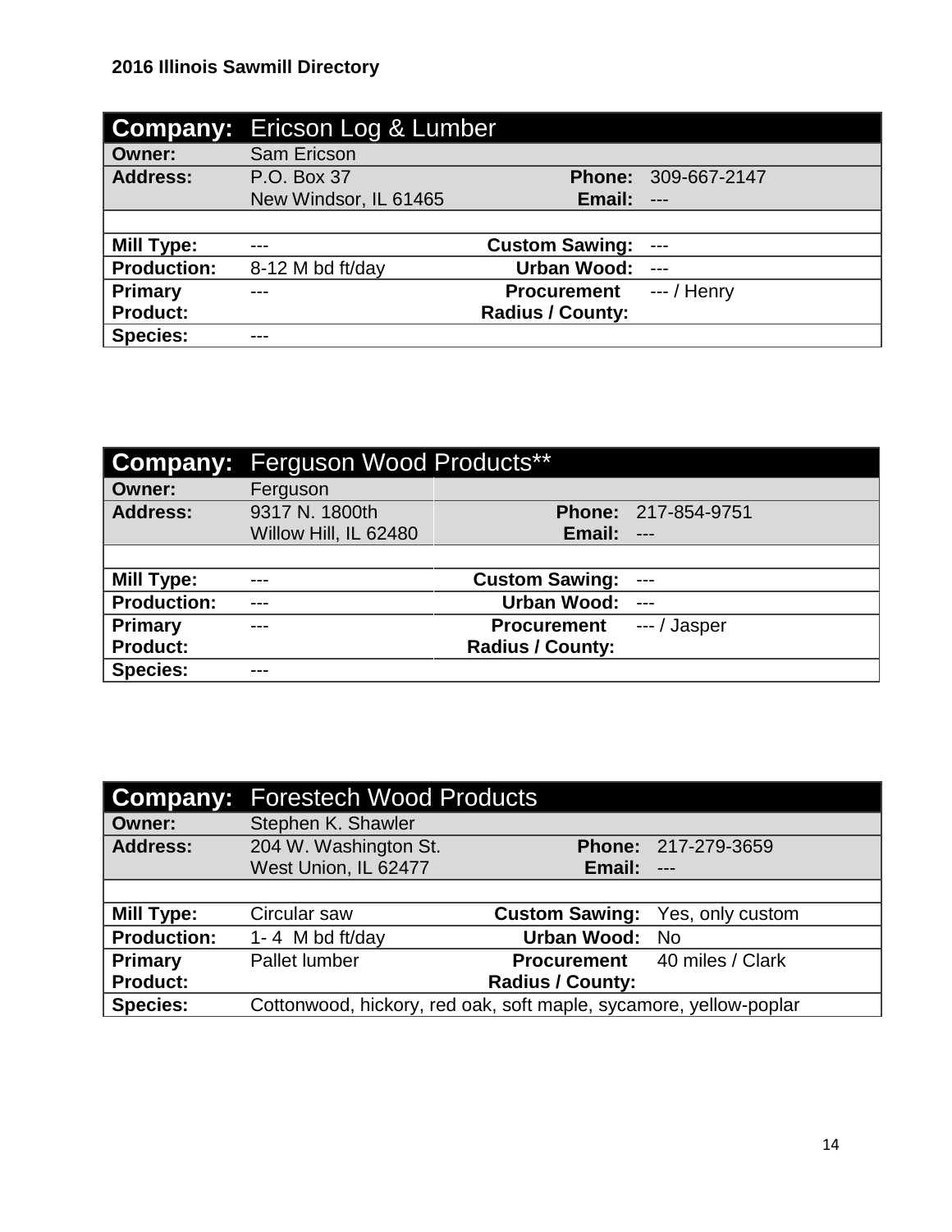**2016 Illinois Sawmill Directory**

| **Company:** | Ericson Log & Lumber | | |
|---|---|---|---|
| **Owner:** | Sam Ericson | | |
| **Address:** | P.O. Box 37<br>New Windsor, IL 61465 | **Phone:**<br>**Email:** | 309-667-2147<br>--- |
| | | | |
| **Mill Type:** | --- | **Custom Sawing:** | --- |
| **Production:** | 8-12 M bd ft/day | **Urban Wood:** | --- |
| **Primary Product:** | --- | **Procurement Radius / County:** | --- / Henry |
| **Species:** | --- | | |

| **Company:** | Ferguson Wood Products** | | |
|---|---|---|---|
| **Owner:** | Ferguson | | |
| **Address:** | 9317 N. 1800th<br>Willow Hill, IL 62480 | **Phone:**<br>**Email:** | 217-854-9751<br>--- |
| | | | |
| **Mill Type:** | --- | **Custom Sawing:** | --- |
| **Production:** | --- | **Urban Wood:** | --- |
| **Primary Product:** | --- | **Procurement Radius / County:** | --- / Jasper |
| **Species:** | --- | | |

| **Company:** | Forestech Wood Products | | |
|---|---|---|---|
| **Owner:** | Stephen K. Shawler | | |
| **Address:** | 204 W. Washington St.<br>West Union, IL 62477 | **Phone:**<br>**Email:** | 217-279-3659<br>--- |
| | | | |
| **Mill Type:** | Circular saw | **Custom Sawing:** | Yes, only custom |
| **Production:** | 1- 4 M bd ft/day | **Urban Wood:** | No |
| **Primary Product:** | Pallet lumber | **Procurement Radius / County:** | 40 miles / Clark |
| **Species:** | Cottonwood, hickory, red oak, soft maple, sycamore, yellow-poplar | | |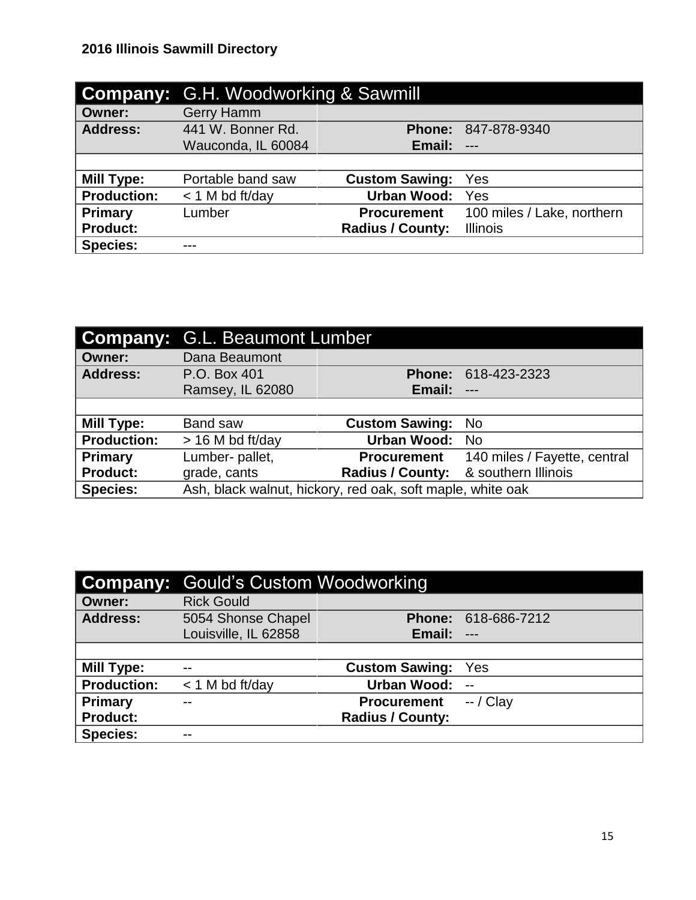**2016 Illinois Sawmill Directory**

| **Company:** | G.H. Woodworking & Sawmill | | |
|---|---|---|---|
| **Owner:** | Gerry Hamm | | |
| **Address:** | 441 W. Bonner Rd. Wauconda, IL 60084 | **Phone:** **Email:** | 847-878-9340 --- |
| | | | |
| **Mill Type:** | Portable band saw | **Custom Sawing:** | Yes |
| **Production:** | < 1 M bd ft/day | **Urban Wood:** | Yes |
| **Primary Product:** | Lumber | **Procurement Radius / County:** | 100 miles / Lake, northern Illinois |
| **Species:** | --- | | |

| **Company:** | G.L. Beaumont Lumber | | |
|---|---|---|---|
| **Owner:** | Dana Beaumont | | |
| **Address:** | P.O. Box 401 Ramsey, IL 62080 | **Phone:** **Email:** | 618-423-2323 --- |
| | | | |
| **Mill Type:** | Band saw | **Custom Sawing:** | No |
| **Production:** | > 16 M bd ft/day | **Urban Wood:** | No |
| **Primary Product:** | Lumber- pallet, grade, cants | **Procurement Radius / County:** | 140 miles / Fayette, central & southern Illinois |
| **Species:** | Ash, black walnut, hickory, red oak, soft maple, white oak | | |

| **Company:** | Gould's Custom Woodworking | | |
|---|---|---|---|
| **Owner:** | Rick Gould | | |
| **Address:** | 5054 Shonse Chapel Louisville, IL 62858 | **Phone:** **Email:** | 618-686-7212 --- |
| | | | |
| **Mill Type:** | -- | **Custom Sawing:** | Yes |
| **Production:** | < 1 M bd ft/day | **Urban Wood:** | -- |
| **Primary Product:** | -- | **Procurement Radius / County:** | -- / Clay |
| **Species:** | -- | | |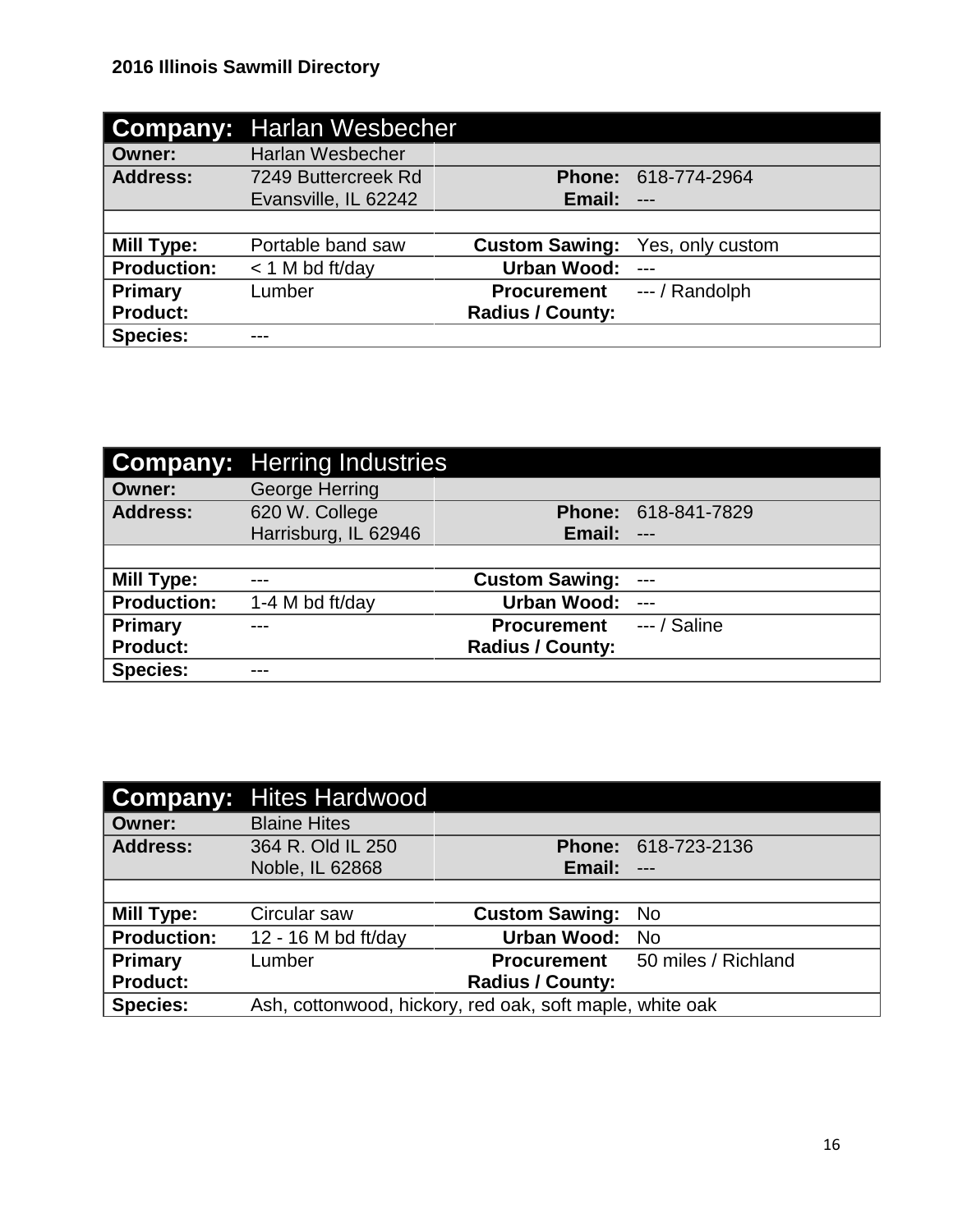| **Company:** | Harlan Wesbecher | | |
|---|---|---|---|
| **Owner:** | Harlan Wesbecher | | |
| **Address:** | 7249 Buttercreek Rd<br>Evansville, IL 62242 | **Phone:**<br>**Email:** | 618-774-2964<br>--- |
| | | | |
| **Mill Type:** | Portable band saw | **Custom Sawing:** | Yes, only custom |
| **Production:** | < 1 M bd ft/day | **Urban Wood:** | --- |
| **Primary Product:** | Lumber | **Procurement Radius / County:** | --- / Randolph |
| **Species:** | --- | | |

| **Company:** | Herring Industries | | |
|---|---|---|---|
| **Owner:** | George Herring | | |
| **Address:** | 620 W. College<br>Harrisburg, IL 62946 | **Phone:**<br>**Email:** | 618-841-7829<br>--- |
| | | | |
| **Mill Type:** | --- | **Custom Sawing:** | --- |
| **Production:** | 1-4 M bd ft/day | **Urban Wood:** | --- |
| **Primary Product:** | --- | **Procurement Radius / County:** | --- / Saline |
| **Species:** | --- | | |

| **Company:** | Hites Hardwood | | |
|---|---|---|---|
| **Owner:** | Blaine Hites | | |
| **Address:** | 364 R. Old IL 250<br>Noble, IL 62868 | **Phone:**<br>**Email:** | 618-723-2136<br>--- |
| | | | |
| **Mill Type:** | Circular saw | **Custom Sawing:** | No |
| **Production:** | 12 - 16 M bd ft/day | **Urban Wood:** | No |
| **Primary Product:** | Lumber | **Procurement Radius / County:** | 50 miles / Richland |
| **Species:** | Ash, cottonwood, hickory, red oak, soft maple, white oak | | |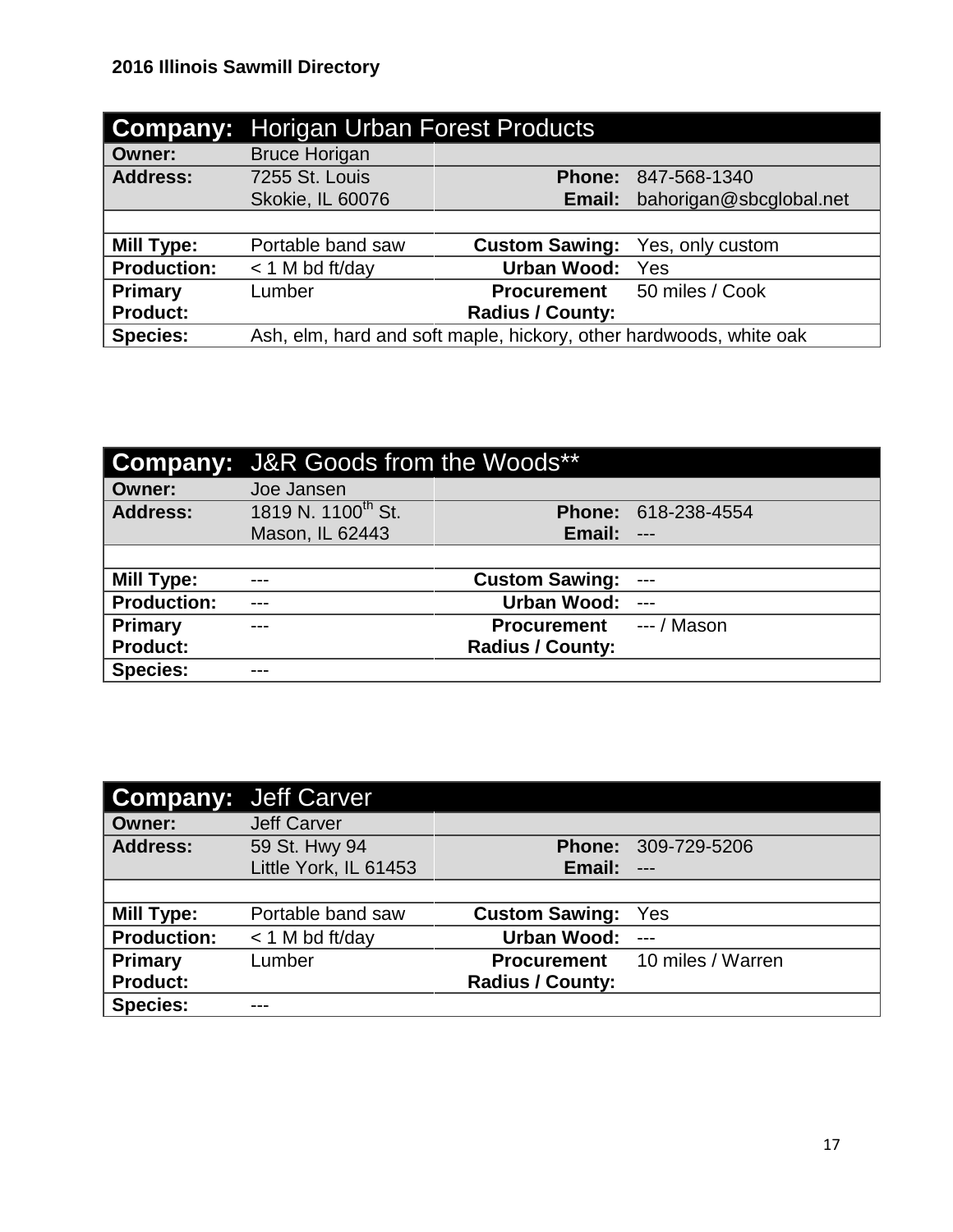| **Company:** | Horigan Urban Forest Products | | |
|---|---|---|---|
| **Owner:** | Bruce Horigan | | |
| **Address:** | 7255 St. Louis<br>Skokie, IL 60076 | **Phone:**<br>**Email:** | 847-568-1340<br>bahorigan@sbcglobal.net |
| | | | |
| **Mill Type:** | Portable band saw | **Custom Sawing:** | Yes, only custom |
| **Production:** | < 1 M bd ft/day | **Urban Wood:** | Yes |
| **Primary Product:** | Lumber | **Procurement Radius / County:** | 50 miles / Cook |
| **Species:** | Ash, elm, hard and soft maple, hickory, other hardwoods, white oak | | |

| **Company:** | J&R Goods from the Woods** | | |
|---|---|---|---|
| **Owner:** | Joe Jansen | | |
| **Address:** | 1819 N. 1100th St.<br>Mason, IL 62443 | **Phone:**<br>**Email:** | 618-238-4554<br>--- |
| | | | |
| **Mill Type:** | --- | **Custom Sawing:** | --- |
| **Production:** | --- | **Urban Wood:** | --- |
| **Primary Product:** | --- | **Procurement Radius / County:** | --- / Mason |
| **Species:** | --- | | |

| **Company:** | Jeff Carver | | |
|---|---|---|---|
| **Owner:** | Jeff Carver | | |
| **Address:** | 59 St. Hwy 94<br>Little York, IL 61453 | **Phone:**<br>**Email:** | 309-729-5206<br>--- |
| | | | |
| **Mill Type:** | Portable band saw | **Custom Sawing:** | Yes |
| **Production:** | < 1 M bd ft/day | **Urban Wood:** | --- |
| **Primary Product:** | Lumber | **Procurement Radius / County:** | 10 miles / Warren |
| **Species:** | --- | | |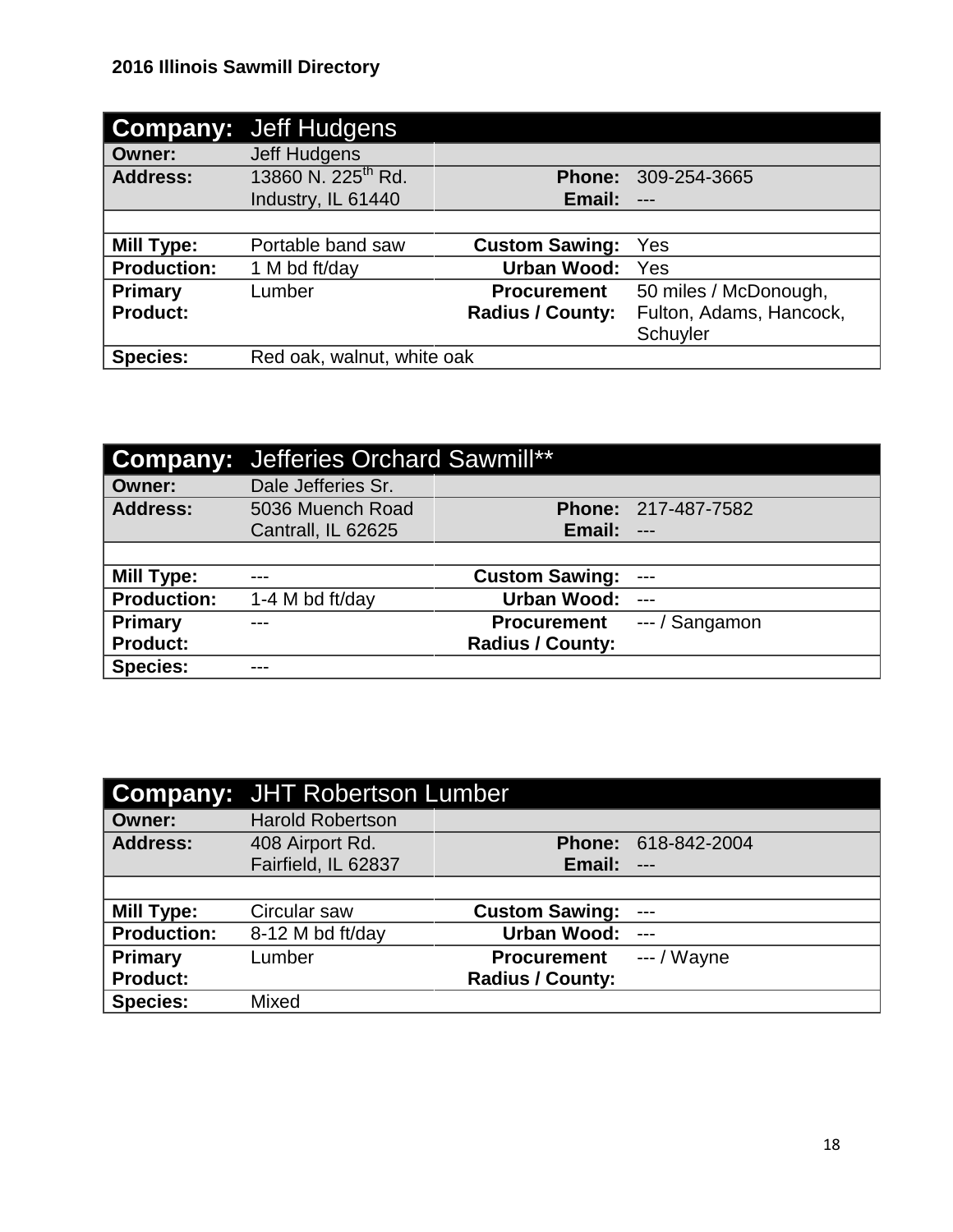## 2016 Illinois Sawmill Directory

| **Company:** | Jeff Hudgens | | |
|---|---|---|---|
| **Owner:** | Jeff Hudgens | | |
| **Address:** | 13860 N. 225th Rd. Industry, IL 61440 | **Phone: Email:** | 309-254-3665 --- |
| | | | |
| **Mill Type:** | Portable band saw | **Custom Sawing:** | Yes |
| **Production:** | 1 M bd ft/day | **Urban Wood:** | Yes |
| **Primary Product:** | Lumber | **Procurement Radius / County:** | 50 miles / McDonough, Fulton, Adams, Hancock, Schuyler |
| **Species:** | Red oak, walnut, white oak | | |

| **Company:** | Jefferies Orchard Sawmill** | | |
|---|---|---|---|
| **Owner:** | Dale Jefferies Sr. | | |
| **Address:** | 5036 Muench Road Cantrall, IL 62625 | **Phone: Email:** | 217-487-7582 --- |
| | | | |
| **Mill Type:** | --- | **Custom Sawing:** | --- |
| **Production:** | 1-4 M bd ft/day | **Urban Wood:** | --- |
| **Primary Product:** | --- | **Procurement Radius / County:** | --- / Sangamon |
| **Species:** | --- | | |

| **Company:** | JHT Robertson Lumber | | |
|---|---|---|---|
| **Owner:** | Harold Robertson | | |
| **Address:** | 408 Airport Rd. Fairfield, IL 62837 | **Phone: Email:** | 618-842-2004 --- |
| | | | |
| **Mill Type:** | Circular saw | **Custom Sawing:** | --- |
| **Production:** | 8-12 M bd ft/day | **Urban Wood:** | --- |
| **Primary Product:** | Lumber | **Procurement Radius / County:** | --- / Wayne |
| **Species:** | Mixed | | |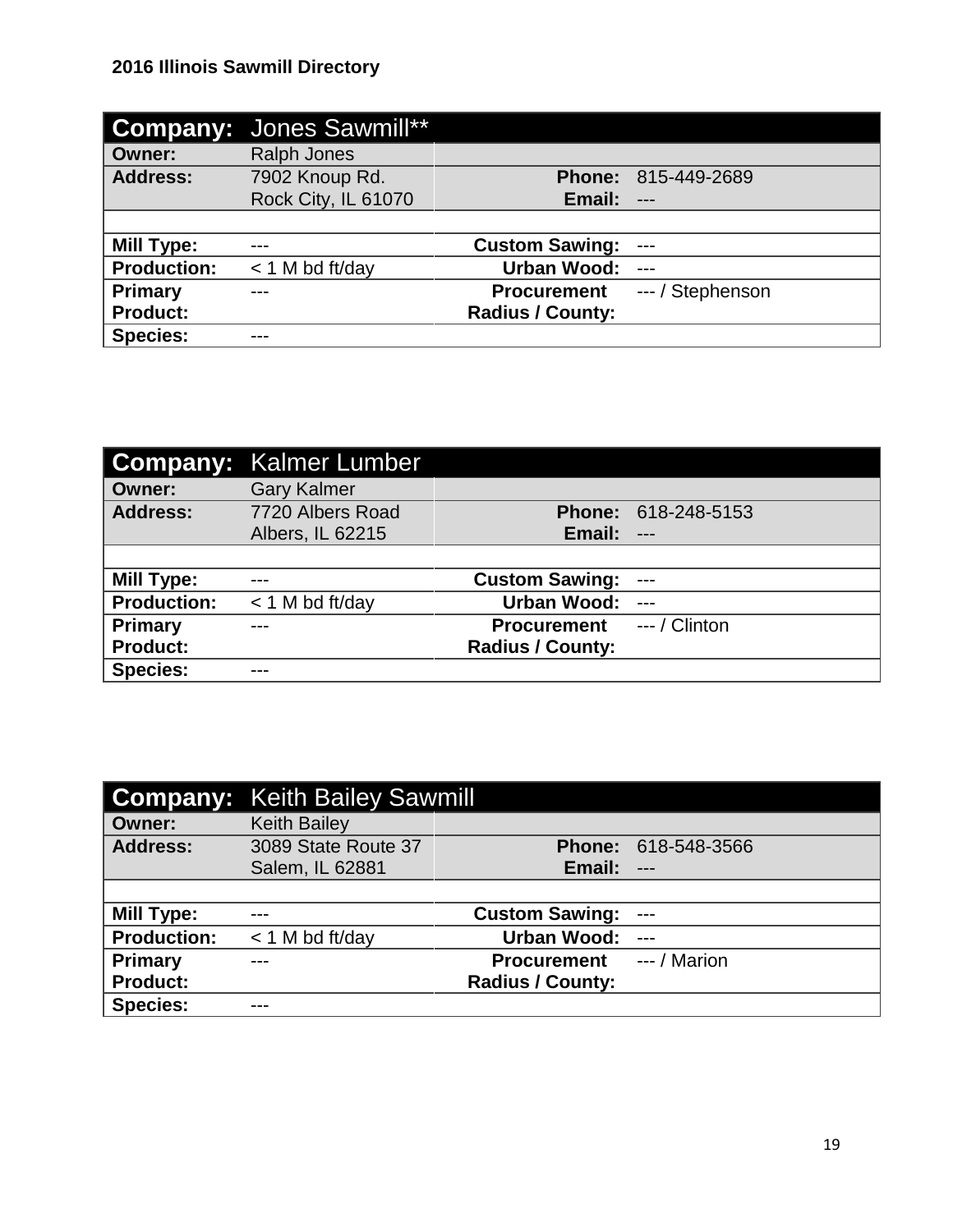| Company: | Jones Sawmill** | | |
|---|---|---|---|
| Owner: | Ralph Jones | | |
| Address: | 7902 Knoup Rd.<br>Rock City, IL 61070 | Phone:<br>Email: | 815-449-2689<br>--- |
| | | | |
| Mill Type: | --- | Custom Sawing: | --- |
| Production: | < 1 M bd ft/day | Urban Wood: | --- |
| Primary Product: | --- | Procurement Radius / County: | --- / Stephenson |
| Species: | --- | | |

| Company: | Kalmer Lumber | | |
|---|---|---|---|
| Owner: | Gary Kalmer | | |
| Address: | 7720 Albers Road<br>Albers, IL 62215 | Phone:<br>Email: | 618-248-5153<br>--- |
| | | | |
| Mill Type: | --- | Custom Sawing: | --- |
| Production: | < 1 M bd ft/day | Urban Wood: | --- |
| Primary Product: | --- | Procurement Radius / County: | --- / Clinton |
| Species: | --- | | |

| Company: | Keith Bailey Sawmill | | |
|---|---|---|---|
| Owner: | Keith Bailey | | |
| Address: | 3089 State Route 37<br>Salem, IL 62881 | Phone:<br>Email: | 618-548-3566<br>--- |
| | | | |
| Mill Type: | --- | Custom Sawing: | --- |
| Production: | < 1 M bd ft/day | Urban Wood: | --- |
| Primary Product: | --- | Procurement Radius / County: | --- / Marion |
| Species: | --- | | |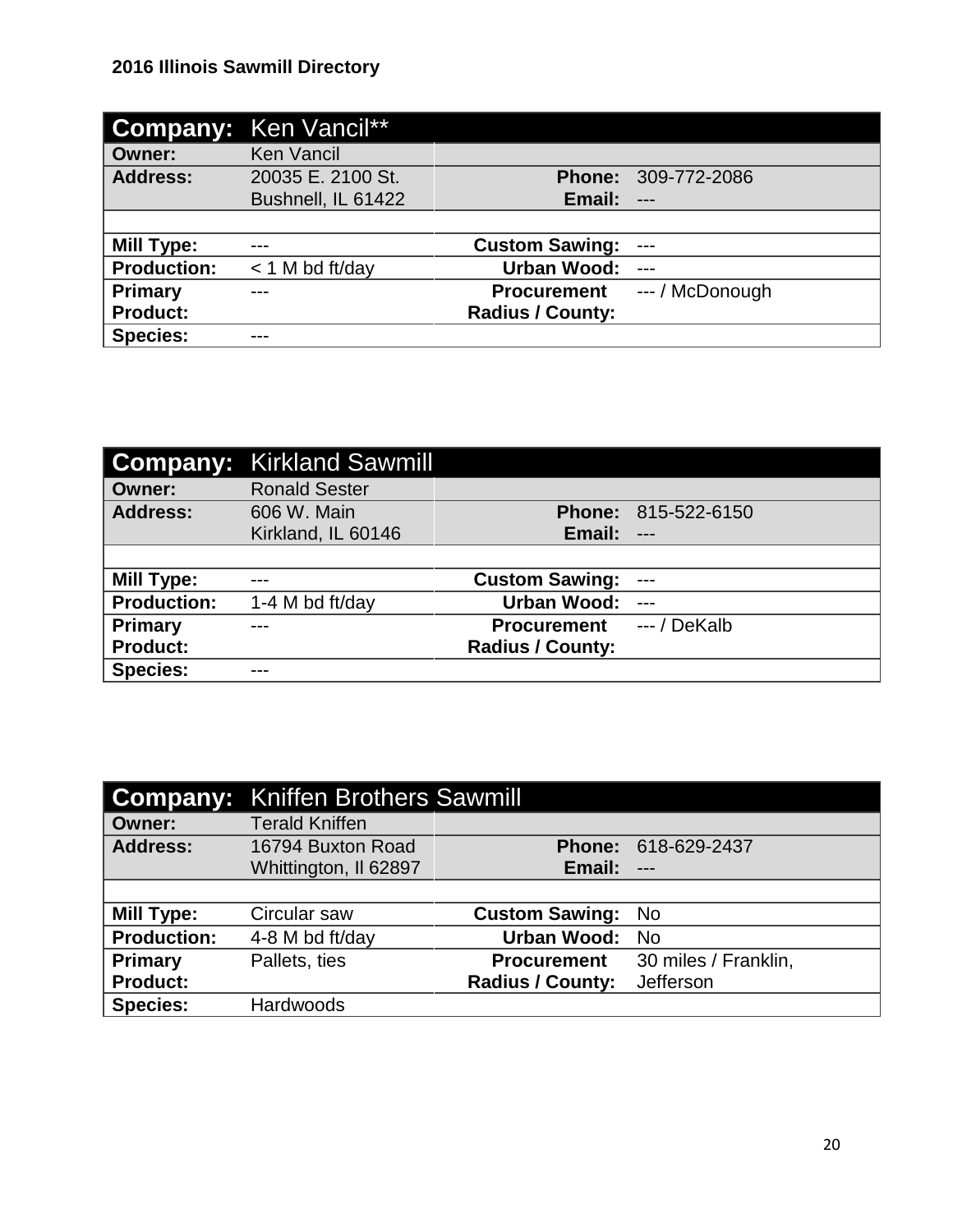**2016 Illinois Sawmill Directory**

| **Company:** | Ken Vancil** | | |
|---|---|---|---|
| **Owner:** | Ken Vancil | | |
| **Address:** | 20035 E. 2100 St.<br>Bushnell, IL 61422 | **Phone:**<br>**Email:** | 309-772-2086<br>--- |
| | | | |
| **Mill Type:** | --- | **Custom Sawing:** | --- |
| **Production:** | < 1 M bd ft/day | **Urban Wood:** | --- |
| **Primary Product:** | --- | **Procurement Radius / County:** | --- / McDonough |
| **Species:** | --- | | |

| **Company:** | Kirkland Sawmill | | |
|---|---|---|---|
| **Owner:** | Ronald Sester | | |
| **Address:** | 606 W. Main<br>Kirkland, IL 60146 | **Phone:**<br>**Email:** | 815-522-6150<br>--- |
| | | | |
| **Mill Type:** | --- | **Custom Sawing:** | --- |
| **Production:** | 1-4 M bd ft/day | **Urban Wood:** | --- |
| **Primary Product:** | --- | **Procurement Radius / County:** | --- / DeKalb |
| **Species:** | --- | | |

| **Company:** | Kniffen Brothers Sawmill | | |
|---|---|---|---|
| **Owner:** | Terald Kniffen | | |
| **Address:** | 16794 Buxton Road<br>Whittington, Il 62897 | **Phone:**<br>**Email:** | 618-629-2437<br>--- |
| | | | |
| **Mill Type:** | Circular saw | **Custom Sawing:** | No |
| **Production:** | 4-8 M bd ft/day | **Urban Wood:** | No |
| **Primary Product:** | Pallets, ties | **Procurement Radius / County:** | 30 miles / Franklin, Jefferson |
| **Species:** | Hardwoods | | |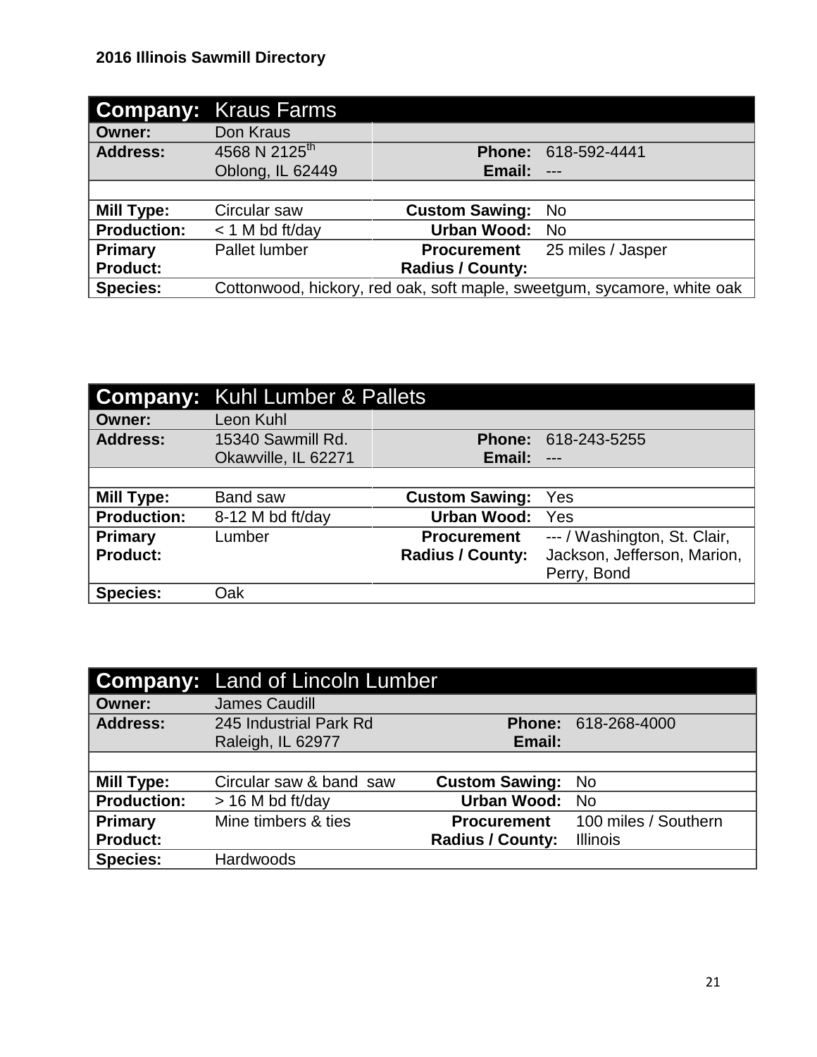| **Company:** | **Kraus Farms** | | |
|---|---|---|---|
| **Owner:** | Don Kraus | | |
| **Address:** | 4568 N 2125th Oblong, IL 62449 | **Phone:** **Email:** | 618-592-4441 --- |
| **Mill Type:** | Circular saw | **Custom Sawing:** | No |
| **Production:** | < 1 M bd ft/day | **Urban Wood:** | No |
| **Primary Product:** | Pallet lumber | **Procurement Radius / County:** | 25 miles / Jasper |
| **Species:** | Cottonwood, hickory, red oak, soft maple, sweetgum, sycamore, white oak | | |

| **Company:** | **Kuhl Lumber & Pallets** | | |
|---|---|---|---|
| **Owner:** | Leon Kuhl | | |
| **Address:** | 15340 Sawmill Rd. Okawville, IL 62271 | **Phone:** **Email:** | 618-243-5255 --- |
| **Mill Type:** | Band saw | **Custom Sawing:** | Yes |
| **Production:** | 8-12 M bd ft/day | **Urban Wood:** | Yes |
| **Primary Product:** | Lumber | **Procurement Radius / County:** | --- / Washington, St. Clair, Jackson, Jefferson, Marion, Perry, Bond |
| **Species:** | Oak | | |

| **Company:** | **Land of Lincoln Lumber** | | |
|---|---|---|---|
| **Owner:** | James Caudill | | |
| **Address:** | 245 Industrial Park Rd Raleigh, IL 62977 | **Phone:** **Email:** | 618-268-4000 |
| **Mill Type:** | Circular saw & band saw | **Custom Sawing:** | No |
| **Production:** | > 16 M bd ft/day | **Urban Wood:** | No |
| **Primary Product:** | Mine timbers & ties | **Procurement Radius / County:** | 100 miles / Southern Illinois |
| **Species:** | Hardwoods | | |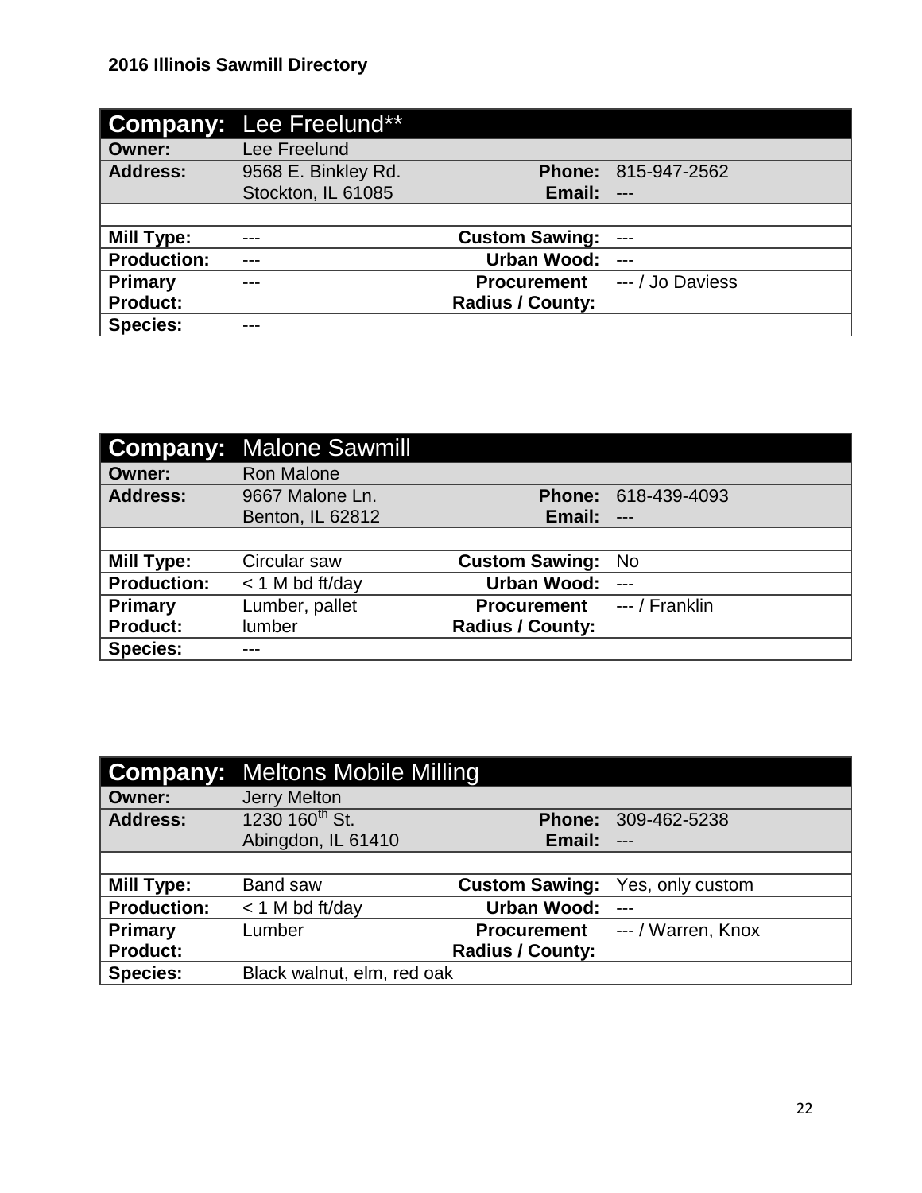| Company: | Lee Freelund** | | |
|---|---|---|---|
| Owner: | Lee Freelund | | |
| Address: | 9568 E. Binkley Rd. Stockton, IL 61085 | Phone: Email: | 815-947-2562 --- |
| Mill Type: | --- | Custom Sawing: | --- |
| Production: | --- | Urban Wood: | --- |
| Primary Product: | --- | Procurement Radius / County: | --- / Jo Daviess |
| Species: | --- | | |

| Company: | Malone Sawmill | | |
|---|---|---|---|
| Owner: | Ron Malone | | |
| Address: | 9667 Malone Ln. Benton, IL 62812 | Phone: Email: | 618-439-4093 --- |
| Mill Type: | Circular saw | Custom Sawing: | No |
| Production: | < 1 M bd ft/day | Urban Wood: | --- |
| Primary Product: | Lumber, pallet lumber | Procurement Radius / County: | --- / Franklin |
| Species: | --- | | |

| Company: | Meltons Mobile Milling | | |
|---|---|---|---|
| Owner: | Jerry Melton | | |
| Address: | 1230 160th St. Abingdon, IL 61410 | Phone: Email: | 309-462-5238 --- |
| Mill Type: | Band saw | Custom Sawing: | Yes, only custom |
| Production: | < 1 M bd ft/day | Urban Wood: | --- |
| Primary Product: | Lumber | Procurement Radius / County: | --- / Warren, Knox |
| Species: | Black walnut, elm, red oak | | |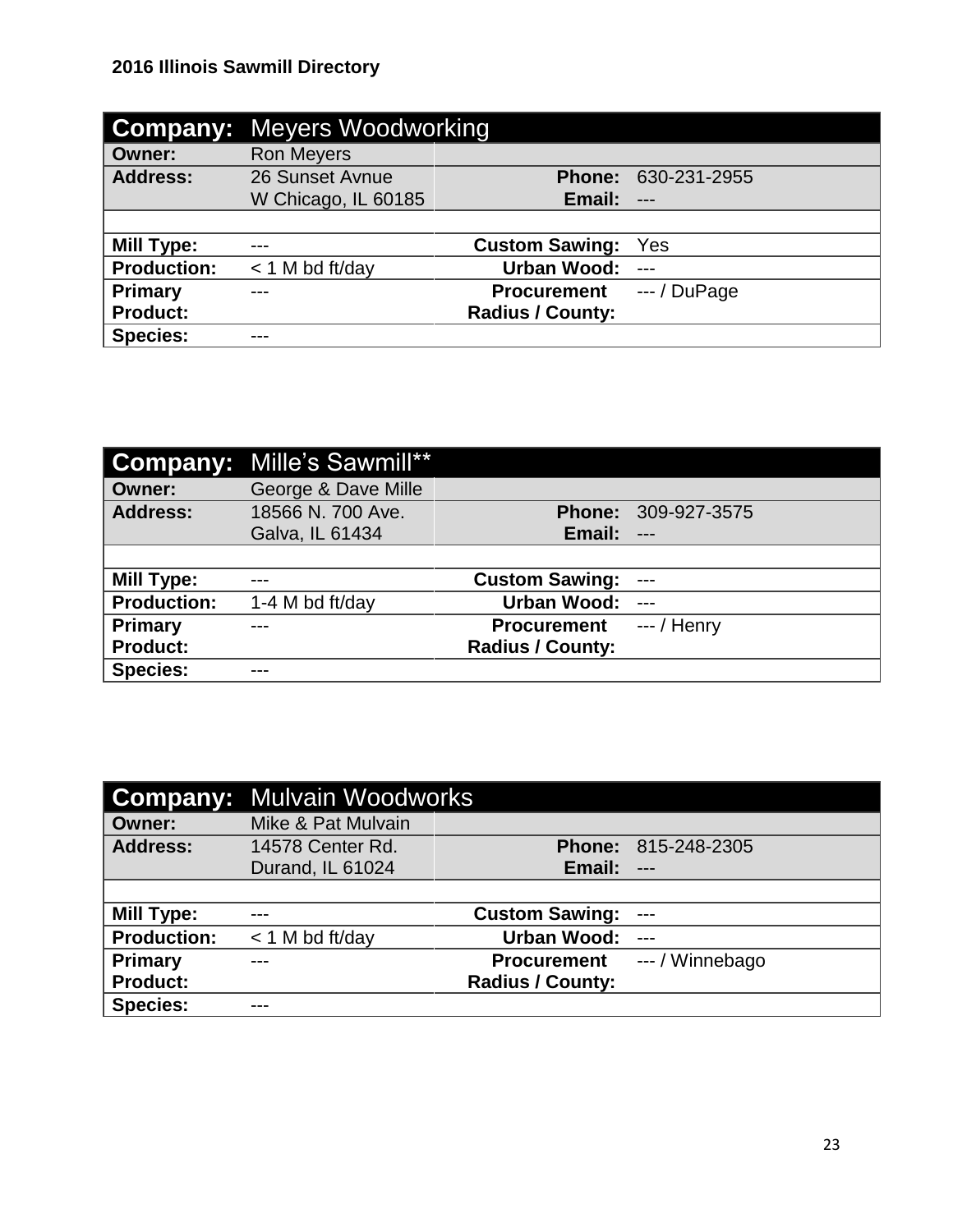**2016 Illinois Sawmill Directory**

| **Company:** | **Meyers Woodworking** | | |
|---|---|---|---|
| **Owner:** | Ron Meyers | | |
| **Address:** | 26 Sunset Avnue<br>W Chicago, IL 60185 | **Phone:**<br>**Email:** | 630-231-2955<br>--- |
| | | | |
| **Mill Type:** | --- | **Custom Sawing:** | Yes |
| **Production:** | < 1 M bd ft/day | **Urban Wood:** | --- |
| **Primary Product:** | --- | **Procurement Radius / County:** | --- / DuPage |
| **Species:** | --- | | |

| **Company:** | **Mille's Sawmill**** | | |
|---|---|---|---|
| **Owner:** | George & Dave Mille | | |
| **Address:** | 18566 N. 700 Ave.<br>Galva, IL 61434 | **Phone:**<br>**Email:** | 309-927-3575<br>--- |
| | | | |
| **Mill Type:** | --- | **Custom Sawing:** | --- |
| **Production:** | 1-4 M bd ft/day | **Urban Wood:** | --- |
| **Primary Product:** | --- | **Procurement Radius / County:** | --- / Henry |
| **Species:** | --- | | |

| **Company:** | **Mulvain Woodworks** | | |
|---|---|---|---|
| **Owner:** | Mike & Pat Mulvain | | |
| **Address:** | 14578 Center Rd.<br>Durand, IL 61024 | **Phone:**<br>**Email:** | 815-248-2305<br>--- |
| | | | |
| **Mill Type:** | --- | **Custom Sawing:** | --- |
| **Production:** | < 1 M bd ft/day | **Urban Wood:** | --- |
| **Primary Product:** | --- | **Procurement Radius / County:** | --- / Winnebago |
| **Species:** | --- | | |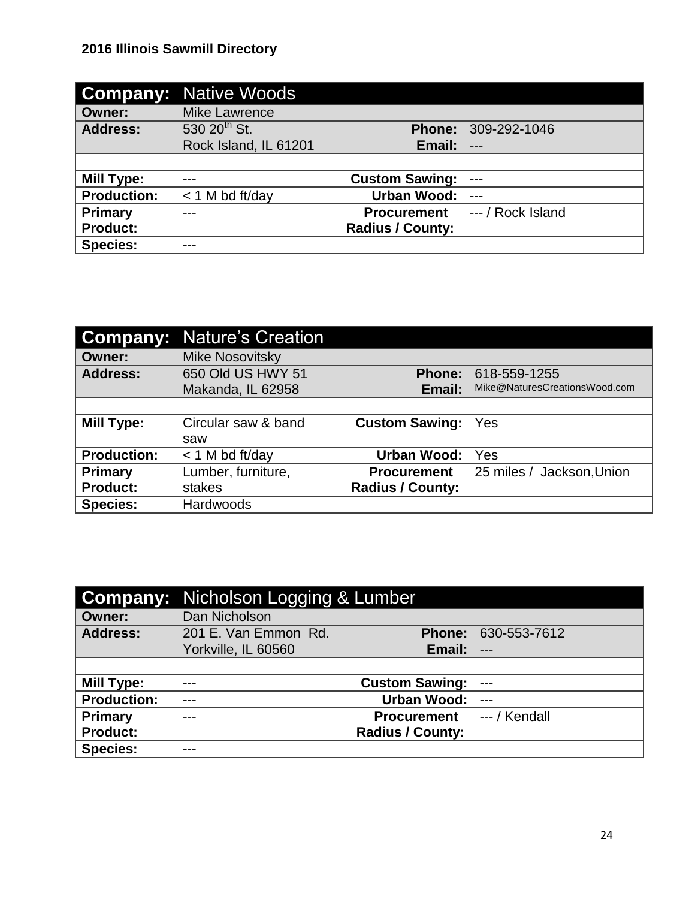| Company: | Native Woods | | |
|---|---|---|---|
| Owner: | Mike Lawrence | | |
| Address: | 530 20th St. Rock Island, IL 61201 | Phone: Email: | 309-292-1046 --- |
| Mill Type: | --- | Custom Sawing: | --- |
| Production: | < 1 M bd ft/day | Urban Wood: | --- |
| Primary Product: | --- | Procurement Radius / County: | --- / Rock Island |
| Species: | --- | | |

| Company: | Nature's Creation | | |
|---|---|---|---|
| Owner: | Mike Nosovitsky | | |
| Address: | 650 Old US HWY 51 Makanda, IL 62958 | Phone: Email: | 618-559-1255 Mike@NaturesCreationsWood.com |
| Mill Type: | Circular saw & band saw | Custom Sawing: | Yes |
| Production: | < 1 M bd ft/day | Urban Wood: | Yes |
| Primary Product: | Lumber, furniture, stakes | Procurement Radius / County: | 25 miles / Jackson,Union |
| Species: | Hardwoods | | |

| Company: | Nicholson Logging & Lumber | | |
|---|---|---|---|
| Owner: | Dan Nicholson | | |
| Address: | 201 E. Van Emmon Rd. Yorkville, IL 60560 | Phone: Email: | 630-553-7612 --- |
| Mill Type: | --- | Custom Sawing: | --- |
| Production: | --- | Urban Wood: | --- |
| Primary Product: | --- | Procurement Radius / County: | --- / Kendall |
| Species: | --- | | |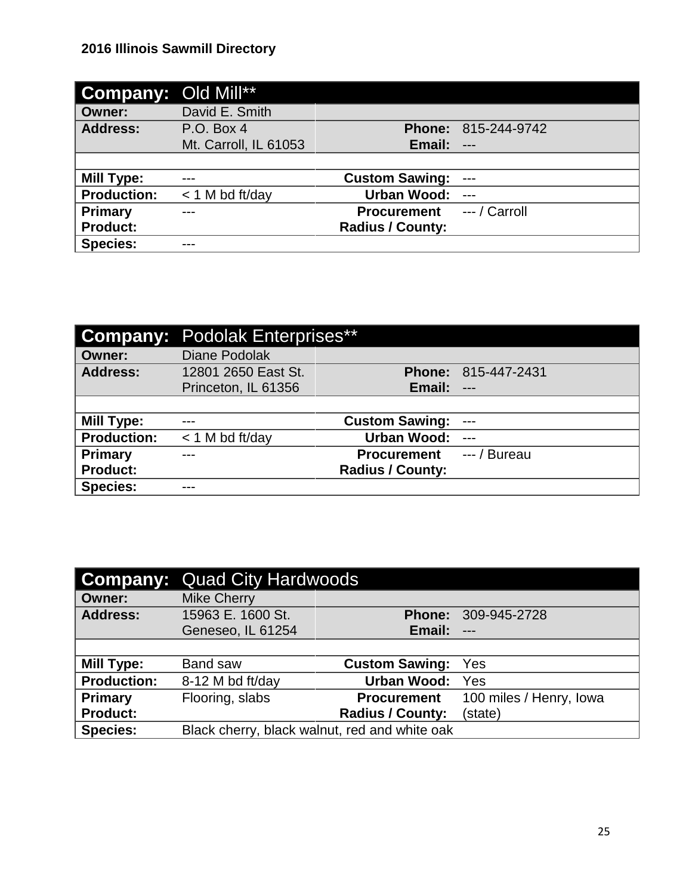**2016 Illinois Sawmill Directory**

| **Company:** | Old Mill** | | |
|---|---|---|---|
| **Owner:** | David E. Smith | | |
| **Address:** | P.O. Box 4<br>Mt. Carroll, IL 61053 | **Phone:**<br>**Email:** | 815-244-9742<br>--- |
| | | | |
| **Mill Type:** | --- | **Custom Sawing:** | --- |
| **Production:** | < 1 M bd ft/day | **Urban Wood:** | --- |
| **Primary Product:** | --- | **Procurement Radius / County:** | --- / Carroll |
| **Species:** | --- | | |

| **Company:** | Podolak Enterprises** | | |
|---|---|---|---|
| **Owner:** | Diane Podolak | | |
| **Address:** | 12801 2650 East St.<br>Princeton, IL 61356 | **Phone:**<br>**Email:** | 815-447-2431<br>--- |
| | | | |
| **Mill Type:** | --- | **Custom Sawing:** | --- |
| **Production:** | < 1 M bd ft/day | **Urban Wood:** | --- |
| **Primary Product:** | --- | **Procurement Radius / County:** | --- / Bureau |
| **Species:** | --- | | |

| **Company:** | Quad City Hardwoods | | |
|---|---|---|---|
| **Owner:** | Mike Cherry | | |
| **Address:** | 15963 E. 1600 St.<br>Geneseo, IL 61254 | **Phone:**<br>**Email:** | 309-945-2728<br>--- |
| | | | |
| **Mill Type:** | Band saw | **Custom Sawing:** | Yes |
| **Production:** | 8-12 M bd ft/day | **Urban Wood:** | Yes |
| **Primary Product:** | Flooring, slabs | **Procurement Radius / County:** | 100 miles / Henry, Iowa (state) |
| **Species:** | Black cherry, black walnut, red and white oak | | |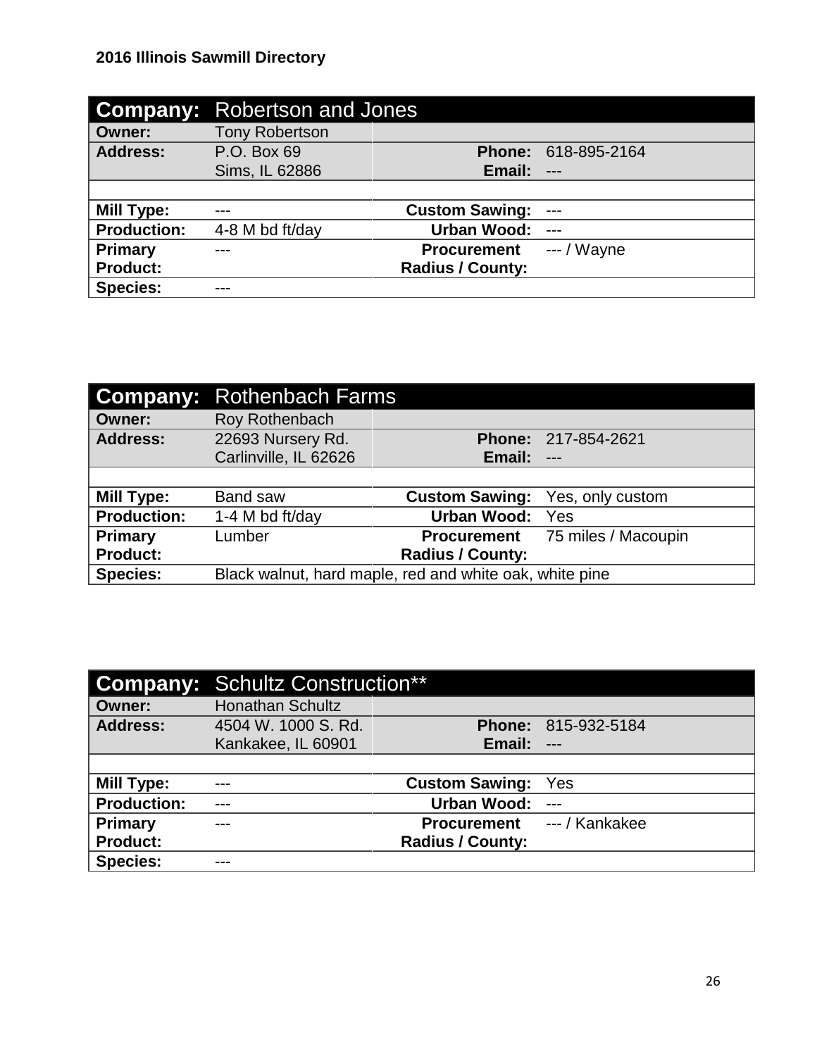| **Company:** | Robertson and Jones | | |
|---|---|---|---|
| **Owner:** | Tony Robertson | | |
| **Address:** | P.O. Box 69<br>Sims, IL 62886 | **Phone:**<br>**Email:** | 618-895-2164<br>--- |
| | | | |
| **Mill Type:** | --- | **Custom Sawing:** | --- |
| **Production:** | 4-8 M bd ft/day | **Urban Wood:** | --- |
| **Primary Product:** | --- | **Procurement Radius / County:** | --- / Wayne |
| **Species:** | --- | | |

| **Company:** | Rothenbach Farms | | |
|---|---|---|---|
| **Owner:** | Roy Rothenbach | | |
| **Address:** | 22693 Nursery Rd.<br>Carlinville, IL 62626 | **Phone:**<br>**Email:** | 217-854-2621<br>--- |
| | | | |
| **Mill Type:** | Band saw | **Custom Sawing:** | Yes, only custom |
| **Production:** | 1-4 M bd ft/day | **Urban Wood:** | Yes |
| **Primary Product:** | Lumber | **Procurement Radius / County:** | 75 miles / Macoupin |
| **Species:** | Black walnut, hard maple, red and white oak, white pine | | |

| **Company:** | Schultz Construction** | | |
|---|---|---|---|
| **Owner:** | Honathan Schultz | | |
| **Address:** | 4504 W. 1000 S. Rd.<br>Kankakee, IL 60901 | **Phone:**<br>**Email:** | 815-932-5184<br>--- |
| | | | |
| **Mill Type:** | --- | **Custom Sawing:** | Yes |
| **Production:** | --- | **Urban Wood:** | --- |
| **Primary Product:** | --- | **Procurement Radius / County:** | --- / Kankakee |
| **Species:** | --- | | |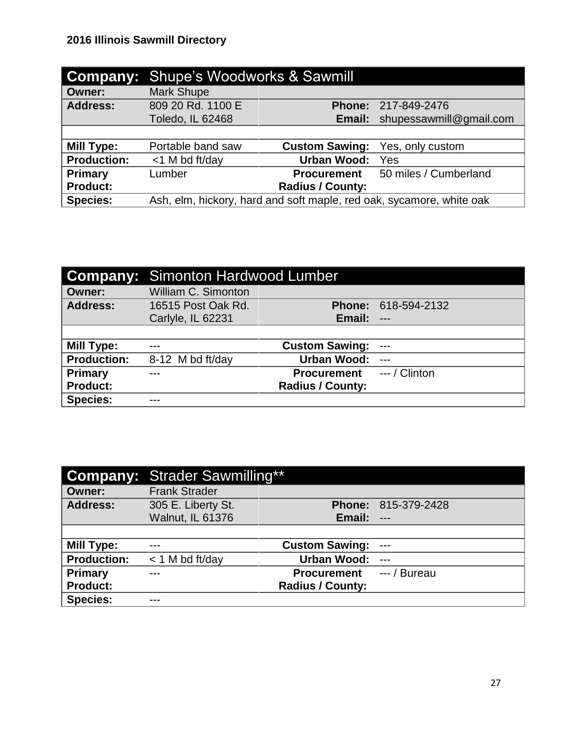**2016 Illinois Sawmill Directory**

| **Company:** | Shupe's Woodworks & Sawmill | | |
|---|---|---|---|
| **Owner:** | Mark Shupe | | |
| **Address:** | 809 20 Rd. 1100 E<br>Toledo, IL 62468 | **Phone:**<br>**Email:** | 217-849-2476<br>shupessawmill@gmail.com |
| | | | |
| **Mill Type:** | Portable band saw | **Custom Sawing:** | Yes, only custom |
| **Production:** | <1 M bd ft/day | **Urban Wood:** | Yes |
| **Primary Product:** | Lumber | **Procurement Radius / County:** | 50 miles / Cumberland |
| **Species:** | Ash, elm, hickory, hard and soft maple, red oak, sycamore, white oak | | |

| **Company:** | Simonton Hardwood Lumber | | |
|---|---|---|---|
| **Owner:** | William C. Simonton | | |
| **Address:** | 16515 Post Oak Rd.<br>Carlyle, IL 62231 | **Phone:**<br>**Email:** | 618-594-2132<br>--- |
| | | | |
| **Mill Type:** | --- | **Custom Sawing:** | --- |
| **Production:** | 8-12 M bd ft/day | **Urban Wood:** | --- |
| **Primary Product:** | --- | **Procurement Radius / County:** | --- / Clinton |
| **Species:** | --- | | |

| **Company:** | Strader Sawmilling** | | |
|---|---|---|---|
| **Owner:** | Frank Strader | | |
| **Address:** | 305 E. Liberty St.<br>Walnut, IL 61376 | **Phone:**<br>**Email:** | 815-379-2428<br>--- |
| | | | |
| **Mill Type:** | --- | **Custom Sawing:** | --- |
| **Production:** | < 1 M bd ft/day | **Urban Wood:** | --- |
| **Primary Product:** | --- | **Procurement Radius / County:** | --- / Bureau |
| **Species:** | --- | | |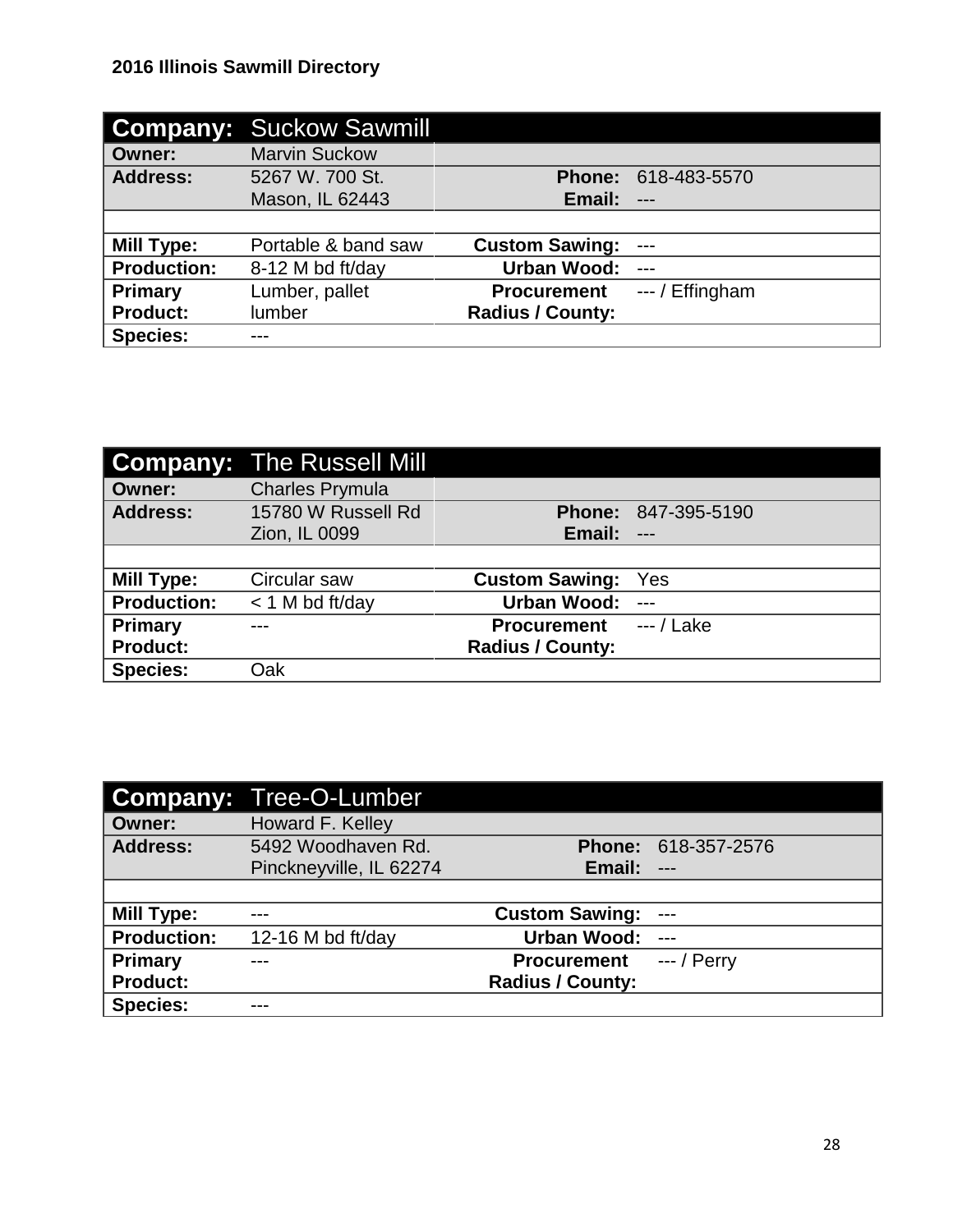## 2016 Illinois Sawmill Directory

| **Company:** | Suckow Sawmill | | |
|---|---|---|---|
| **Owner:** | Marvin Suckow | | |
| **Address:** | 5267 W. 700 St.<br>Mason, IL 62443 | **Phone:**<br>**Email:** | 618-483-5570<br>--- |
| | | | |
| **Mill Type:** | Portable & band saw | **Custom Sawing:** | --- |
| **Production:** | 8-12 M bd ft/day | **Urban Wood:** | --- |
| **Primary Product:** | Lumber, pallet lumber | **Procurement Radius / County:** | --- / Effingham |
| **Species:** | --- | | |

| **Company:** | The Russell Mill | | |
|---|---|---|---|
| **Owner:** | Charles Prymula | | |
| **Address:** | 15780 W Russell Rd<br>Zion, IL 0099 | **Phone:**<br>**Email:** | 847-395-5190<br>--- |
| | | | |
| **Mill Type:** | Circular saw | **Custom Sawing:** | Yes |
| **Production:** | < 1 M bd ft/day | **Urban Wood:** | --- |
| **Primary Product:** | --- | **Procurement Radius / County:** | --- / Lake |
| **Species:** | Oak | | |

| **Company:** | Tree-O-Lumber | | |
|---|---|---|---|
| **Owner:** | Howard F. Kelley | | |
| **Address:** | 5492 Woodhaven Rd.<br>Pinckneyville, IL 62274 | **Phone:**<br>**Email:** | 618-357-2576<br>--- |
| | | | |
| **Mill Type:** | --- | **Custom Sawing:** | --- |
| **Production:** | 12-16 M bd ft/day | **Urban Wood:** | --- |
| **Primary Product:** | --- | **Procurement Radius / County:** | --- / Perry |
| **Species:** | --- | | |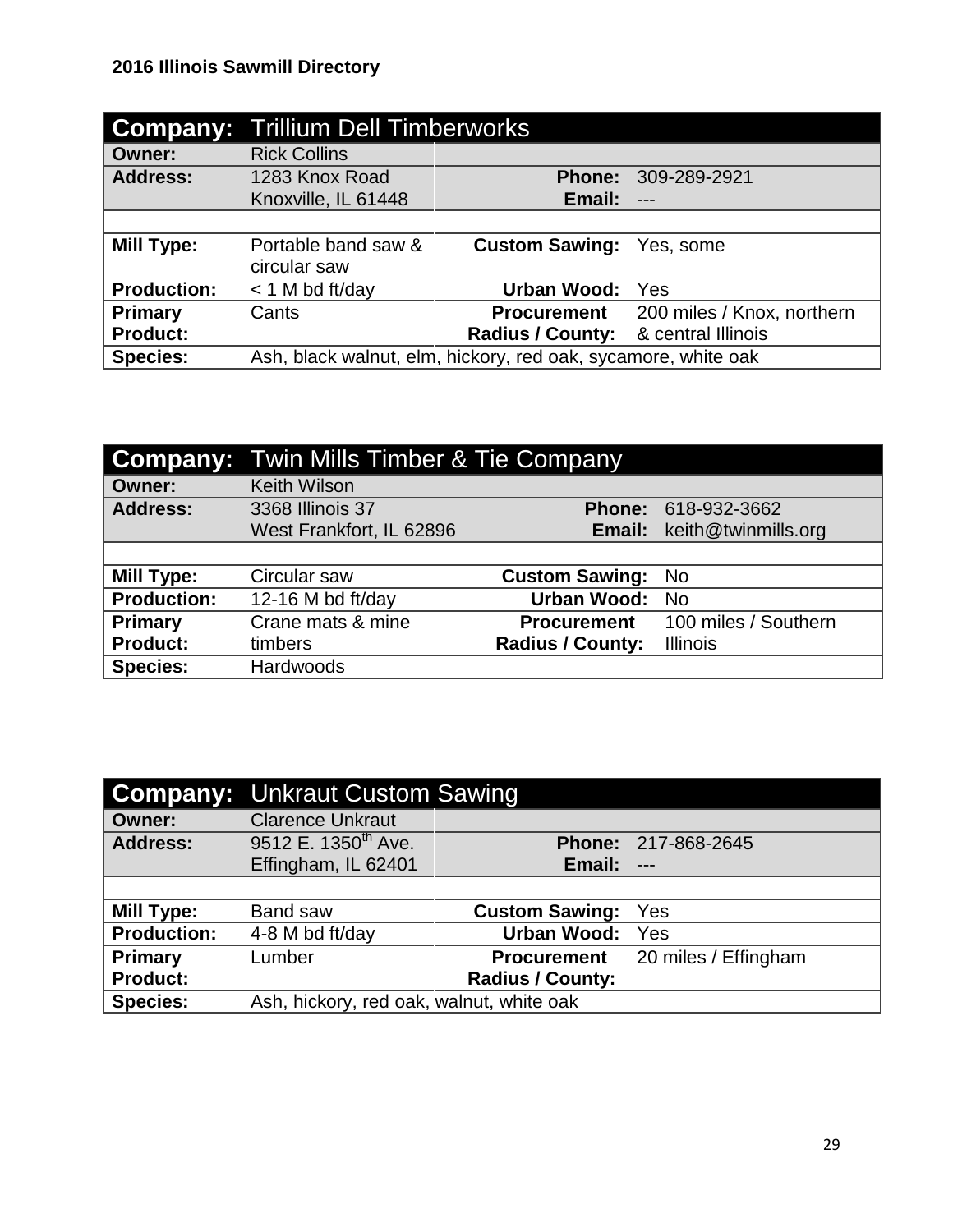**2016 Illinois Sawmill Directory**

| **Company:** | **Trillium Dell Timberworks** | | |
|---|---|---|---|
| **Owner:** | Rick Collins | | |
| **Address:** | 1283 Knox Road<br>Knoxville, IL 61448 | **Phone:**<br>**Email:** | 309-289-2921<br>--- |
| | | | |
| **Mill Type:** | Portable band saw & circular saw | **Custom Sawing:** | Yes, some |
| **Production:** | < 1 M bd ft/day | **Urban Wood:** | Yes |
| **Primary Product:** | Cants | **Procurement Radius / County:** | 200 miles / Knox, northern & central Illinois |
| **Species:** | Ash, black walnut, elm, hickory, red oak, sycamore, white oak | | |

| **Company:** | **Twin Mills Timber & Tie Company** | | |
|---|---|---|---|
| **Owner:** | Keith Wilson | | |
| **Address:** | 3368 Illinois 37<br>West Frankfort, IL 62896 | **Phone:**<br>**Email:** | 618-932-3662<br>keith@twinmills.org |
| | | | |
| **Mill Type:** | Circular saw | **Custom Sawing:** | No |
| **Production:** | 12-16 M bd ft/day | **Urban Wood:** | No |
| **Primary Product:** | Crane mats & mine timbers | **Procurement Radius / County:** | 100 miles / Southern Illinois |
| **Species:** | Hardwoods | | |

| **Company:** | **Unkraut Custom Sawing** | | |
|---|---|---|---|
| **Owner:** | Clarence Unkraut | | |
| **Address:** | 9512 E. 1350th Ave.<br>Effingham, IL 62401 | **Phone:**<br>**Email:** | 217-868-2645<br>--- |
| | | | |
| **Mill Type:** | Band saw | **Custom Sawing:** | Yes |
| **Production:** | 4-8 M bd ft/day | **Urban Wood:** | Yes |
| **Primary Product:** | Lumber | **Procurement Radius / County:** | 20 miles / Effingham |
| **Species:** | Ash, hickory, red oak, walnut, white oak | | |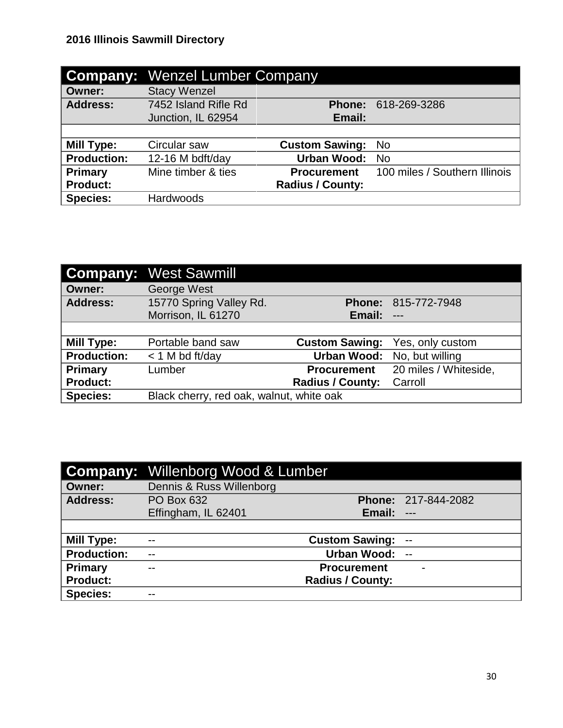2016 Illinois Sawmill Directory

| **Company:** | **Wenzel Lumber Company** | | |
|---|---|---|---|
| **Owner:** | Stacy Wenzel | | |
| **Address:** | 7452 Island Rifle Rd<br>Junction, IL 62954 | **Phone:**<br>**Email:** | 618-269-3286 |
| | | | |
| **Mill Type:** | Circular saw | **Custom Sawing:** | No |
| **Production:** | 12-16 M bdft/day | **Urban Wood:** | No |
| **Primary Product:** | Mine timber & ties | **Procurement Radius / County:** | 100 miles / Southern Illinois |
| **Species:** | Hardwoods | | |

| **Company:** | **West Sawmill** | | |
|---|---|---|---|
| **Owner:** | George West | | |
| **Address:** | 15770 Spring Valley Rd.<br>Morrison, IL 61270 | **Phone:**<br>**Email:** | 815-772-7948<br>--- |
| | | | |
| **Mill Type:** | Portable band saw | **Custom Sawing:** | Yes, only custom |
| **Production:** | < 1 M bd ft/day | **Urban Wood:** | No, but willing |
| **Primary Product:** | Lumber | **Procurement Radius / County:** | 20 miles / Whiteside, Carroll |
| **Species:** | Black cherry, red oak, walnut, white oak | | |

| **Company:** | **Willenborg Wood & Lumber** | | |
|---|---|---|---|
| **Owner:** | Dennis & Russ Willenborg | | |
| **Address:** | PO Box 632<br>Effingham, IL 62401 | **Phone:**<br>**Email:** | 217-844-2082<br>--- |
| | | | |
| **Mill Type:** | -- | **Custom Sawing:** | -- |
| **Production:** | -- | **Urban Wood:** | -- |
| **Primary Product:** | -- | **Procurement Radius / County:** | - |
| **Species:** | -- | | |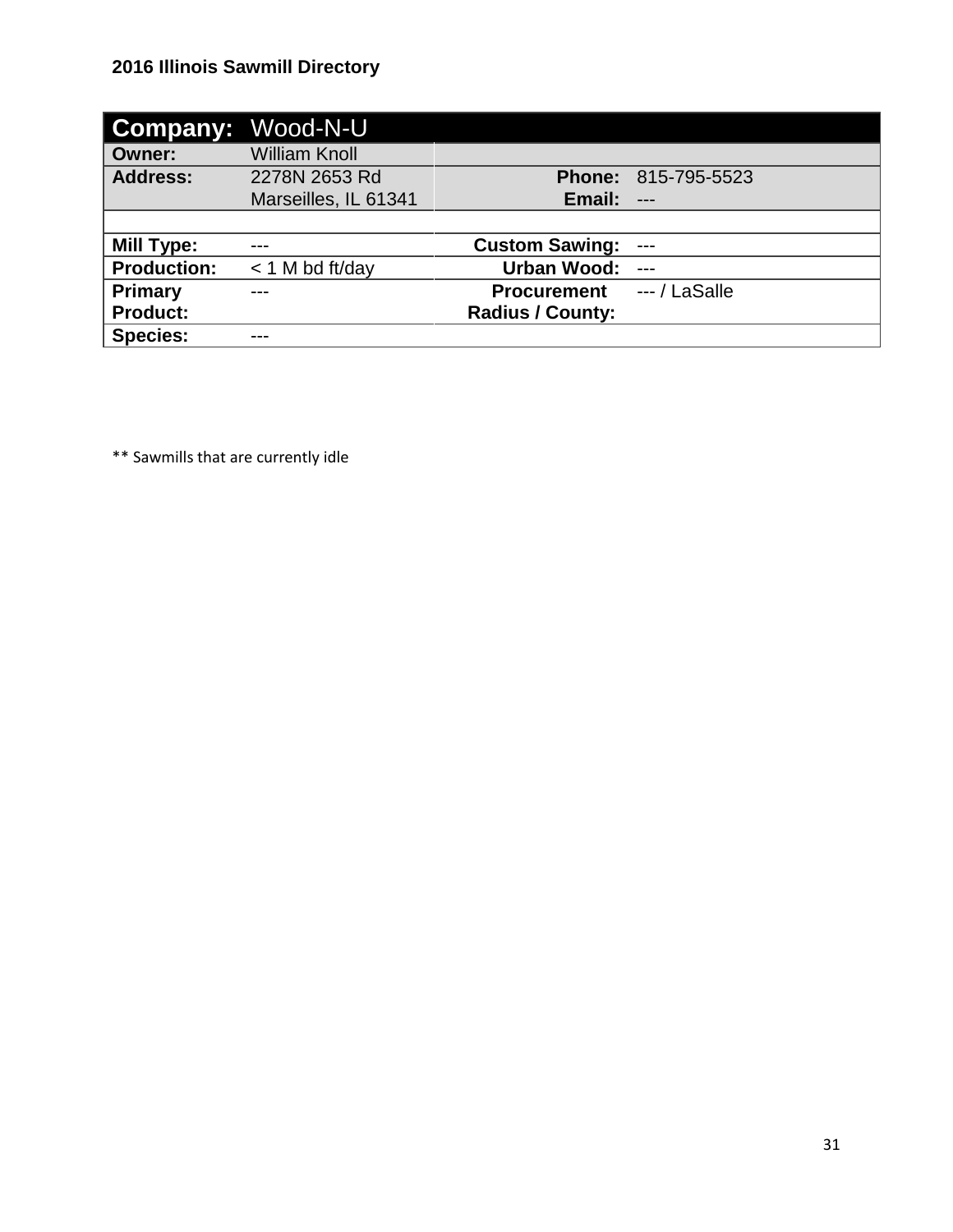| Company: | Wood-N-U | | |
|---|---|---|---|
| Owner: | William Knoll | | |
| Address: | 2278N 2653 Rd<br>Marseilles, IL 61341 | Phone:<br>Email: | 815-795-5523<br>--- |
| | | | |
| Mill Type: | --- | Custom Sawing: | --- |
| Production: | < 1 M bd ft/day | Urban Wood: | --- |
| Primary Product: | --- | Procurement Radius / County: | --- / LaSalle |
| Species: | --- | | |

** Sawmills that are currently idle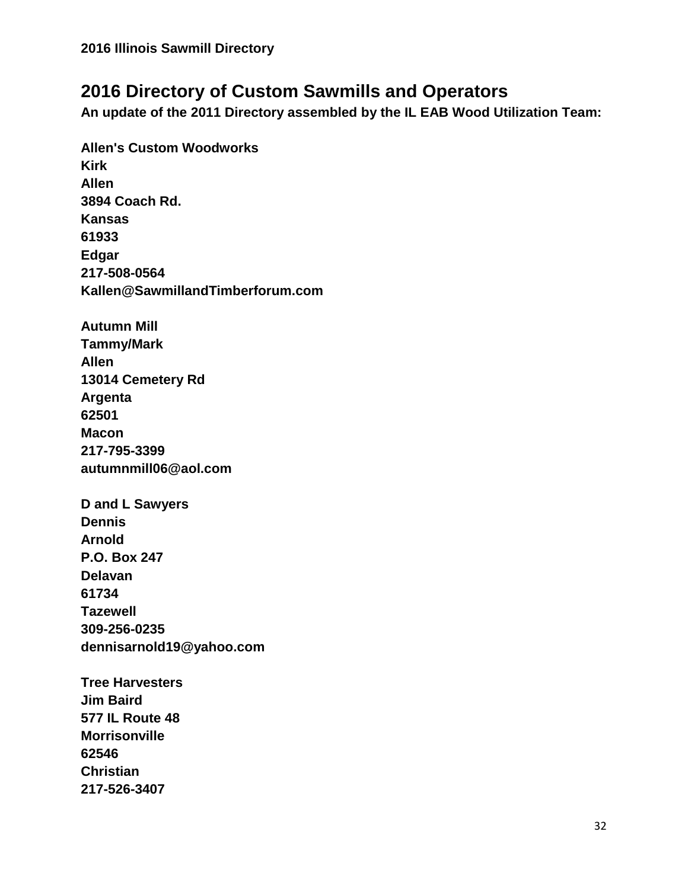## 2016 Directory of Custom Sawmills and Operators

**An update of the 2011 Directory assembled by the IL EAB Wood Utilization Team:**

**Allen's Custom Woodworks**
**Kirk**
**Allen**
**3894 Coach Rd.**
**Kansas**
**61933**
**Edgar**
**217-508-0564**
**Kallen@SawmillandTimberforum.com**

**Autumn Mill**
**Tammy/Mark**
**Allen**
**13014 Cemetery Rd**
**Argenta**
**62501**
**Macon**
**217-795-3399**
**autumnmill06@aol.com**

**D and L Sawyers**
**Dennis**
**Arnold**
**P.O. Box 247**
**Delavan**
**61734**
**Tazewell**
**309-256-0235**
**dennisarnold19@yahoo.com**

**Tree Harvesters**
**Jim Baird**
**577 IL Route 48**
**Morrisonville**
**62546**
**Christian**
**217-526-3407**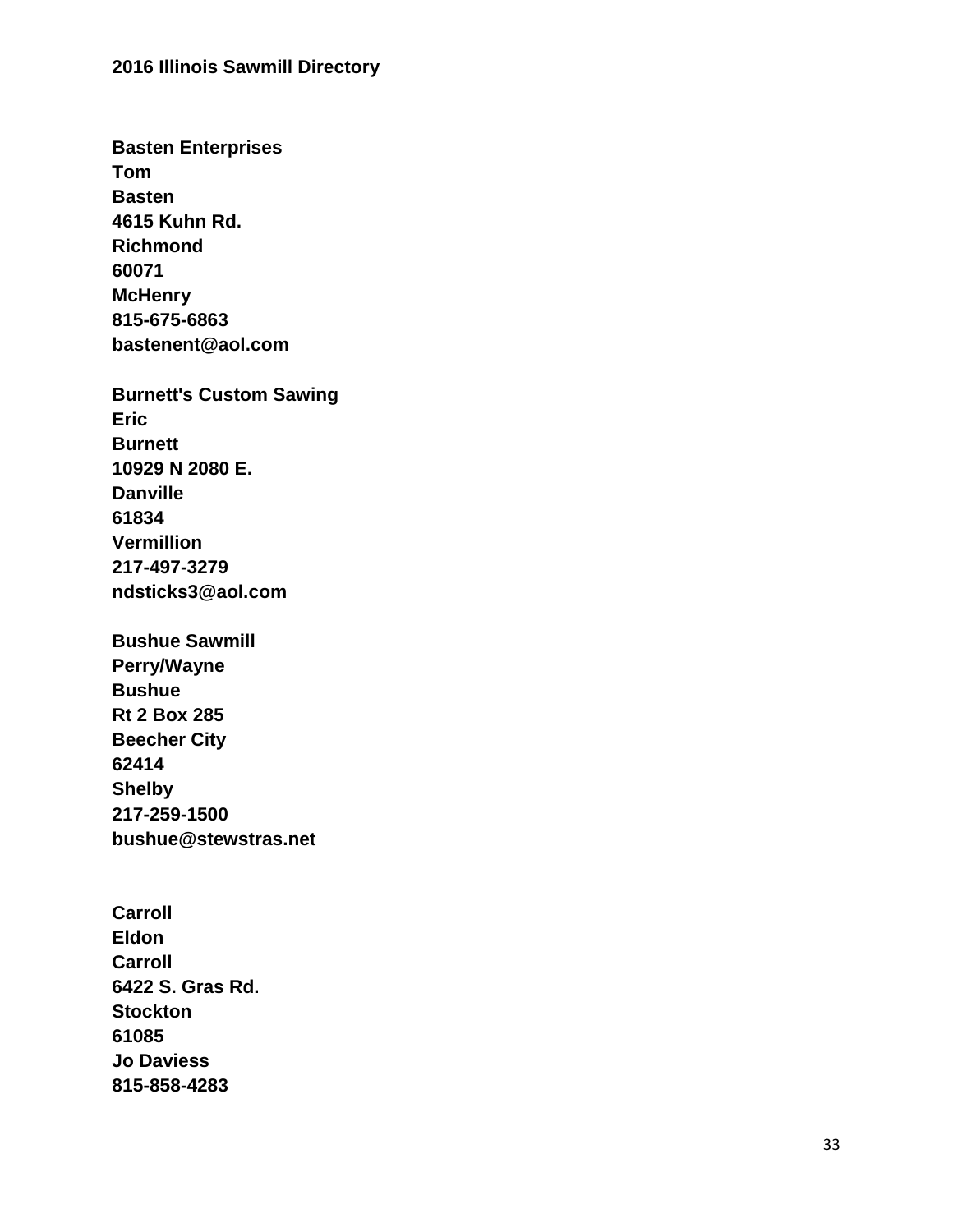**2016 Illinois Sawmill Directory**

**Basten Enterprises**
**Tom**
**Basten**
**4615 Kuhn Rd.**
**Richmond**
**60071**
**McHenry**
**815-675-6863**
**bastenent@aol.com**

**Burnett's Custom Sawing**
**Eric**
**Burnett**
**10929 N 2080 E.**
**Danville**
**61834**
**Vermillion**
**217-497-3279**
**ndsticks3@aol.com**

**Bushue Sawmill**
**Perry/Wayne**
**Bushue**
**Rt 2 Box 285**
**Beecher City**
**62414**
**Shelby**
**217-259-1500**
**bushue@stewstras.net**

**Carroll**
**Eldon**
**Carroll**
**6422 S. Gras Rd.**
**Stockton**
**61085**
**Jo Daviess**
**815-858-4283**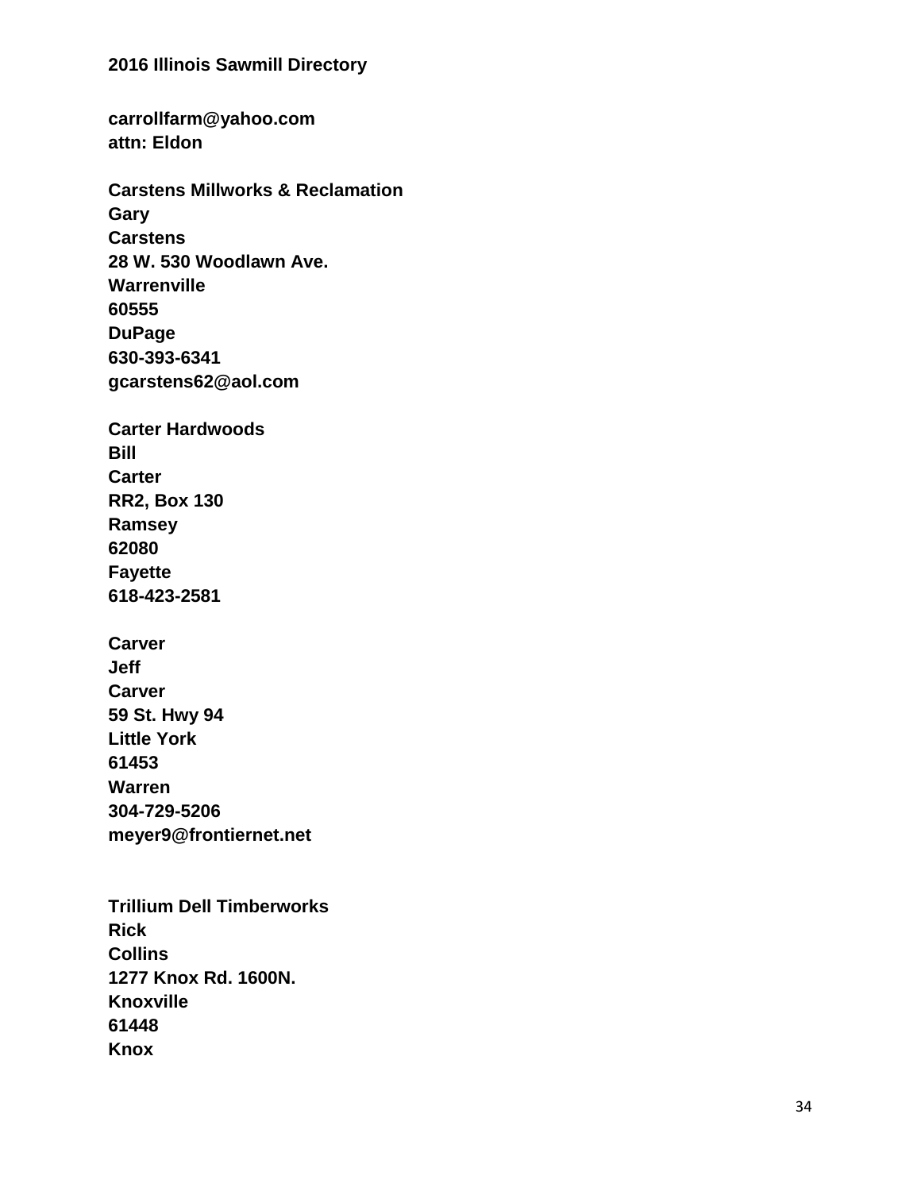**carrollfarm@yahoo.com**
**attn: Eldon**

**Carstens Millworks & Reclamation**
**Gary**
**Carstens**
**28 W. 530 Woodlawn Ave.**
**Warrenville**
**60555**
**DuPage**
**630-393-6341**
**gcarstens62@aol.com**

**Carter Hardwoods**
**Bill**
**Carter**
**RR2, Box 130**
**Ramsey**
**62080**
**Fayette**
**618-423-2581**

**Carver**
**Jeff**
**Carver**
**59 St. Hwy 94**
**Little York**
**61453**
**Warren**
**304-729-5206**
**meyer9@frontiernet.net**

**Trillium Dell Timberworks**
**Rick**
**Collins**
**1277 Knox Rd. 1600N.**
**Knoxville**
**61448**
**Knox**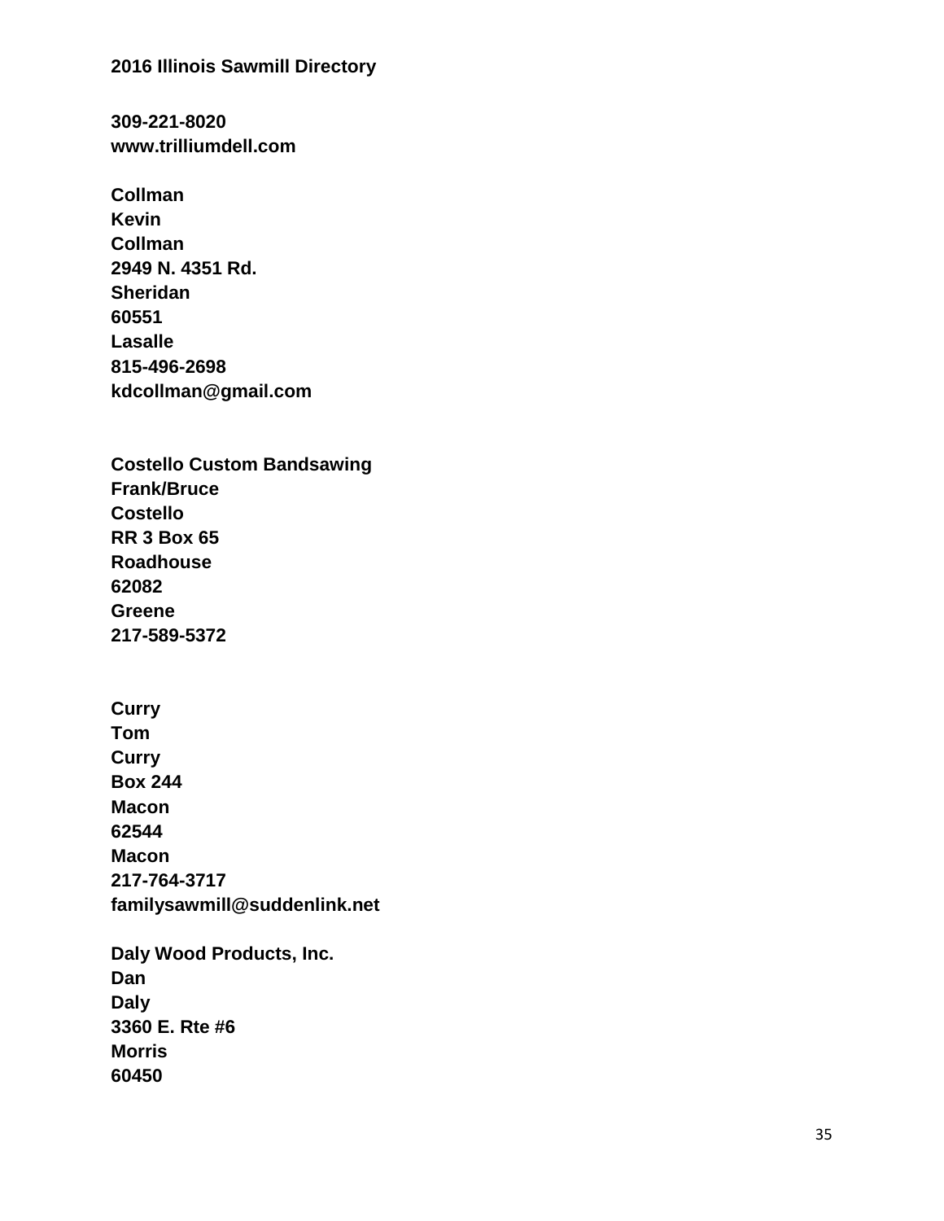**309-221-8020**
**www.trilliumdell.com**

**Collman**
**Kevin**
**Collman**
**2949 N. 4351 Rd.**
**Sheridan**
**60551**
**Lasalle**
**815-496-2698**
**kdcollman@gmail.com**

**Costello Custom Bandsawing**
**Frank/Bruce**
**Costello**
**RR 3 Box 65**
**Roadhouse**
**62082**
**Greene**
**217-589-5372**

**Curry**
**Tom**
**Curry**
**Box 244**
**Macon**
**62544**
**Macon**
**217-764-3717**
**familysawmill@suddenlink.net**

**Daly Wood Products, Inc.**
**Dan**
**Daly**
**3360 E. Rte #6**
**Morris**
**60450**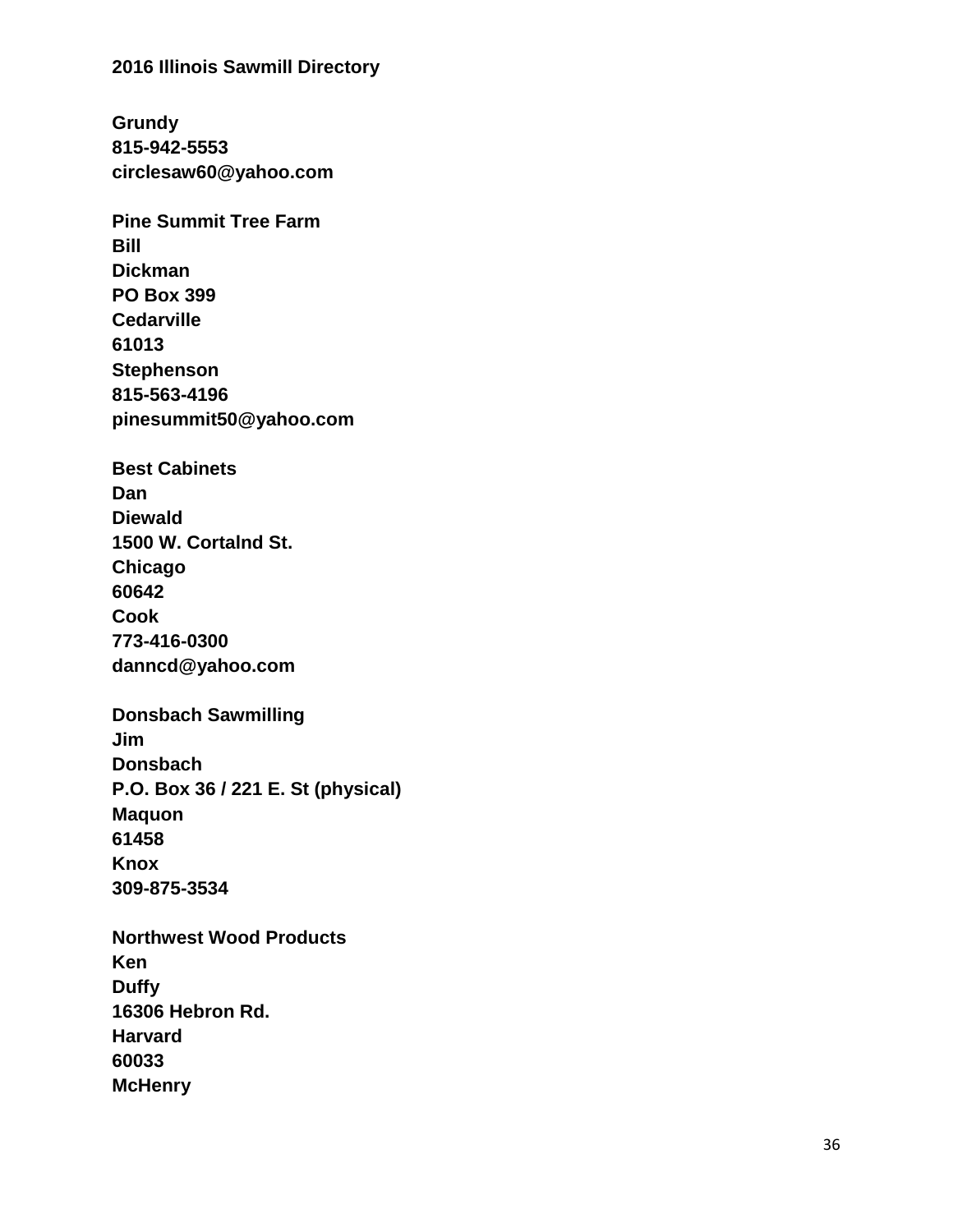**2016 Illinois Sawmill Directory**

**Grundy**
**815-942-5553**
**circlesaw60@yahoo.com**

**Pine Summit Tree Farm**
**Bill**
**Dickman**
**PO Box 399**
**Cedarville**
**61013**
**Stephenson**
**815-563-4196**
**pinesummit50@yahoo.com**

**Best Cabinets**
**Dan**
**Diewald**
**1500 W. Cortalnd St.**
**Chicago**
**60642**
**Cook**
**773-416-0300**
**danncd@yahoo.com**

**Donsbach Sawmilling**
**Jim**
**Donsbach**
**P.O. Box 36 / 221 E. St (physical)**
**Maquon**
**61458**
**Knox**
**309-875-3534**

**Northwest Wood Products**
**Ken**
**Duffy**
**16306 Hebron Rd.**
**Harvard**
**60033**
**McHenry**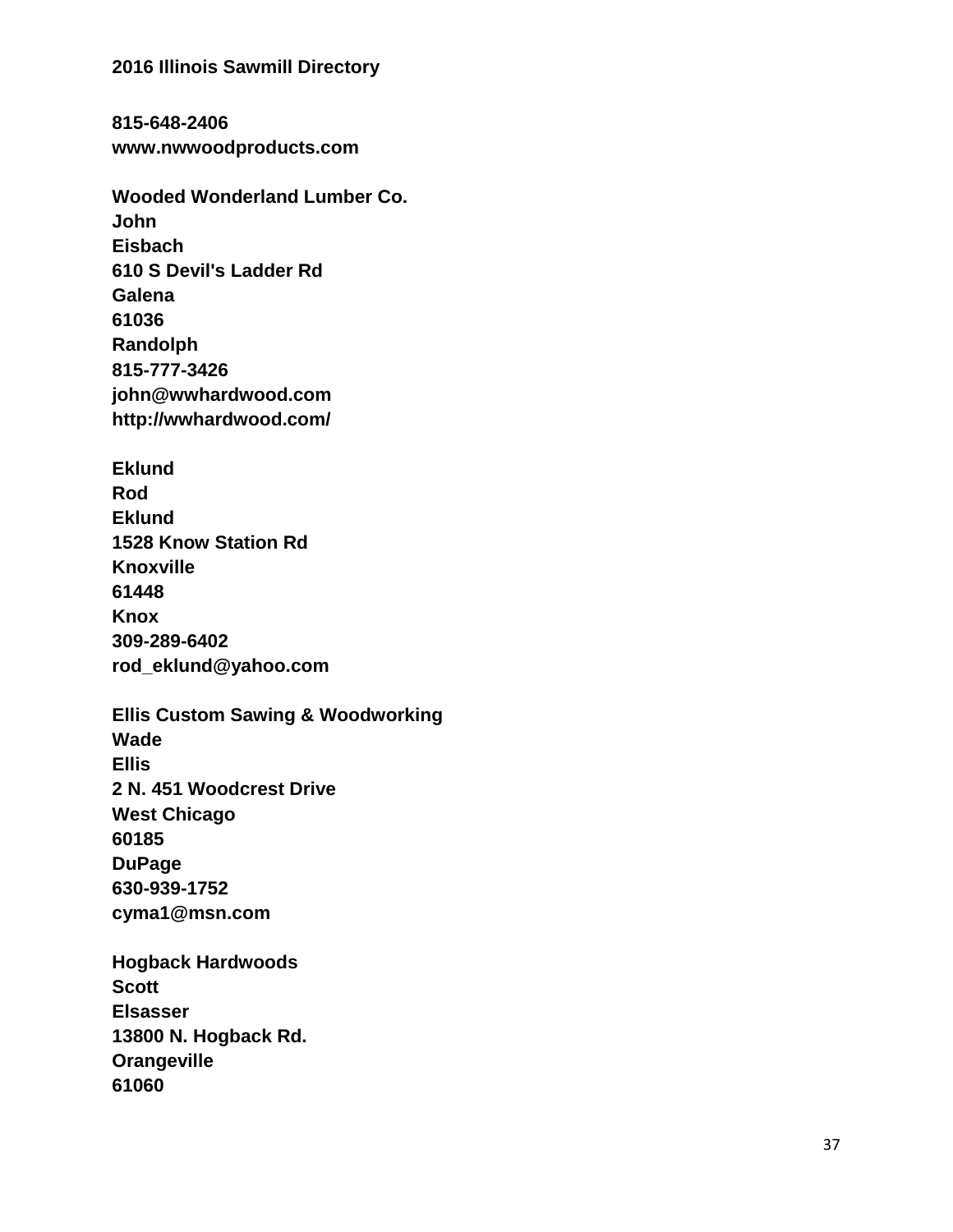815-648-2406
www.nwwoodproducts.com

Wooded Wonderland Lumber Co.
John
Eisbach
610 S Devil's Ladder Rd
Galena
61036
Randolph
815-777-3426
john@wwhardwood.com
http://wwhardwood.com/

Eklund
Rod
Eklund
1528 Know Station Rd
Knoxville
61448
Knox
309-289-6402
rod_eklund@yahoo.com

Ellis Custom Sawing & Woodworking
Wade
Ellis
2 N. 451 Woodcrest Drive
West Chicago
60185
DuPage
630-939-1752
cyma1@msn.com

Hogback Hardwoods
Scott
Elsasser
13800 N. Hogback Rd.
Orangeville
61060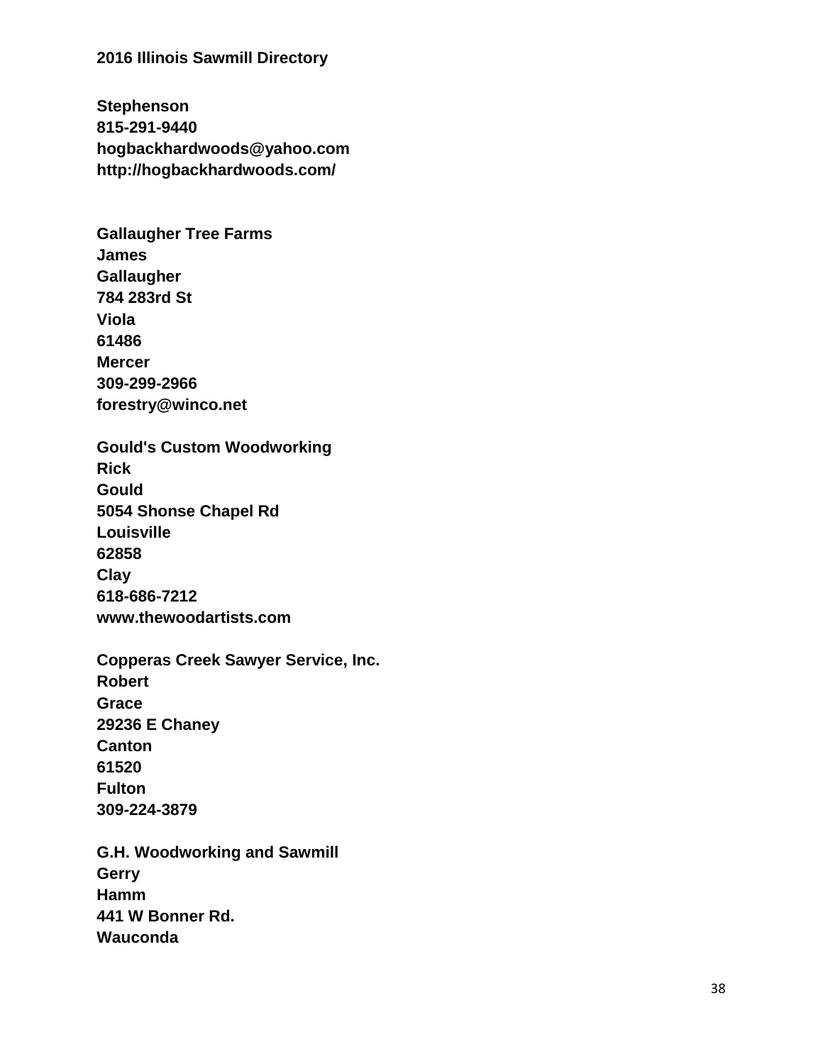**2016 Illinois Sawmill Directory**

**Stephenson**
**815-291-9440**
**hogbackhardwoods@yahoo.com**
**http://hogbackhardwoods.com/**

**Gallaugher Tree Farms**
**James**
**Gallaugher**
**784 283rd St**
**Viola**
**61486**
**Mercer**
**309-299-2966**
**forestry@winco.net**

**Gould's Custom Woodworking**
**Rick**
**Gould**
**5054 Shonse Chapel Rd**
**Louisville**
**62858**
**Clay**
**618-686-7212**
**www.thewoodartists.com**

**Copperas Creek Sawyer Service, Inc.**
**Robert**
**Grace**
**29236 E Chaney**
**Canton**
**61520**
**Fulton**
**309-224-3879**

**G.H. Woodworking and Sawmill**
**Gerry**
**Hamm**
**441 W Bonner Rd.**
**Wauconda**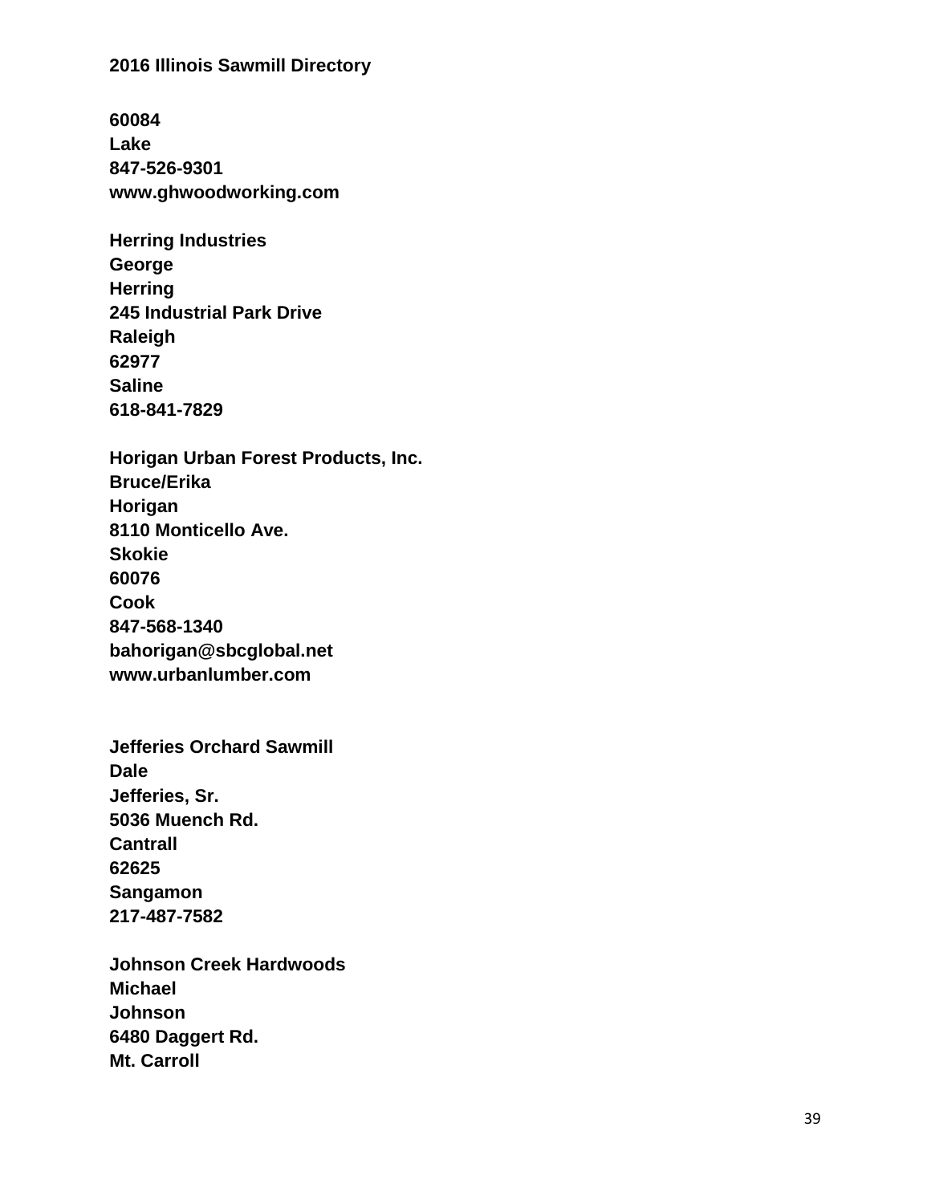**2016 Illinois Sawmill Directory**

**60084**
**Lake**
**847-526-9301**
**www.ghwoodworking.com**

**Herring Industries**
**George**
**Herring**
**245 Industrial Park Drive**
**Raleigh**
**62977**
**Saline**
**618-841-7829**

**Horigan Urban Forest Products, Inc.**
**Bruce/Erika**
**Horigan**
**8110 Monticello Ave.**
**Skokie**
**60076**
**Cook**
**847-568-1340**
**bahorigan@sbcglobal.net**
**www.urbanlumber.com**

**Jefferies Orchard Sawmill**
**Dale**
**Jefferies, Sr.**
**5036 Muench Rd.**
**Cantrall**
**62625**
**Sangamon**
**217-487-7582**

**Johnson Creek Hardwoods**
**Michael**
**Johnson**
**6480 Daggert Rd.**
**Mt. Carroll**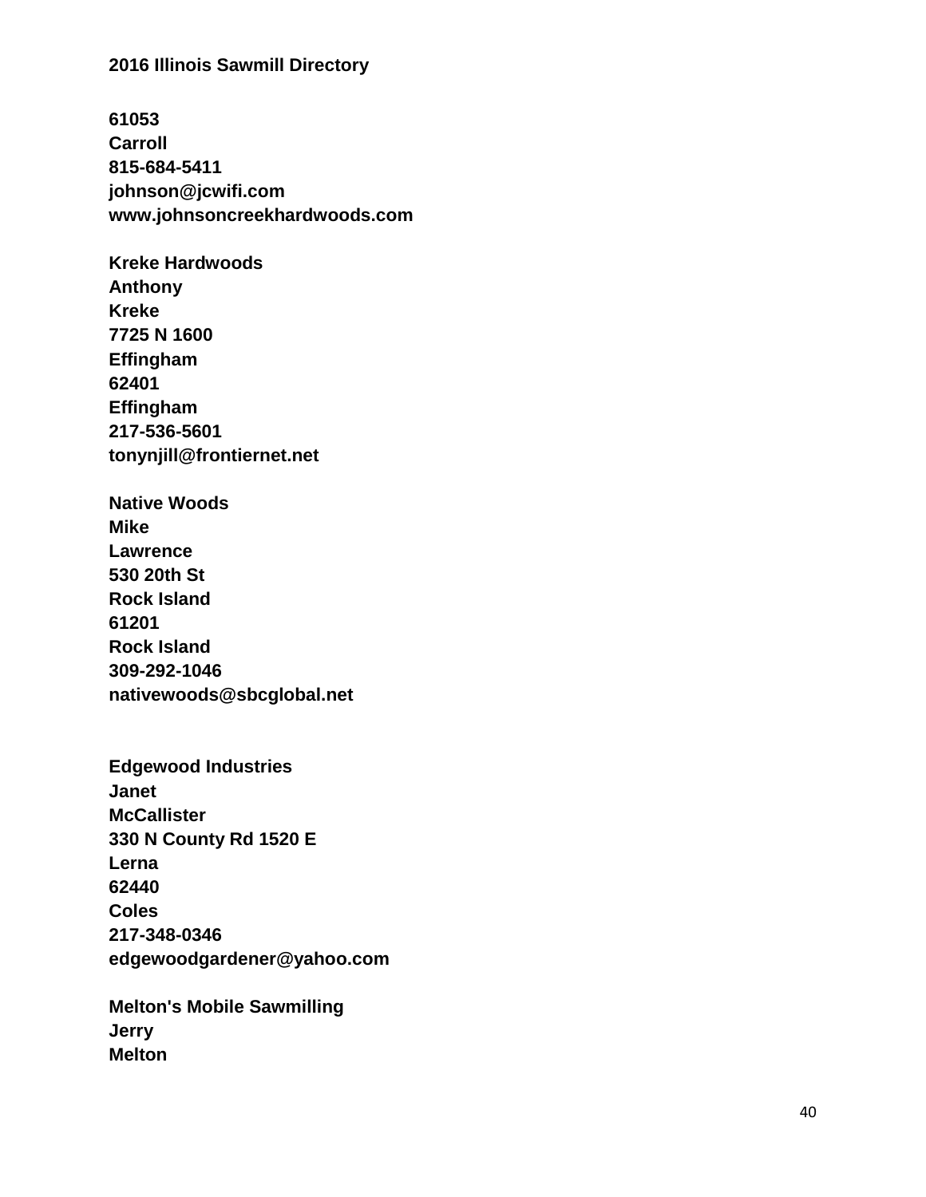**2016 Illinois Sawmill Directory**

**61053**
**Carroll**
**815-684-5411**
**johnson@jcwifi.com**
**www.johnsoncreekhardwoods.com**

**Kreke Hardwoods**
**Anthony**
**Kreke**
**7725 N 1600**
**Effingham**
**62401**
**Effingham**
**217-536-5601**
**tonynjill@frontiernet.net**

**Native Woods**
**Mike**
**Lawrence**
**530 20th St**
**Rock Island**
**61201**
**Rock Island**
**309-292-1046**
**nativewoods@sbcglobal.net**

**Edgewood Industries**
**Janet**
**McCallister**
**330 N County Rd 1520 E**
**Lerna**
**62440**
**Coles**
**217-348-0346**
**edgewoodgardener@yahoo.com**

**Melton's Mobile Sawmilling**
**Jerry**
**Melton**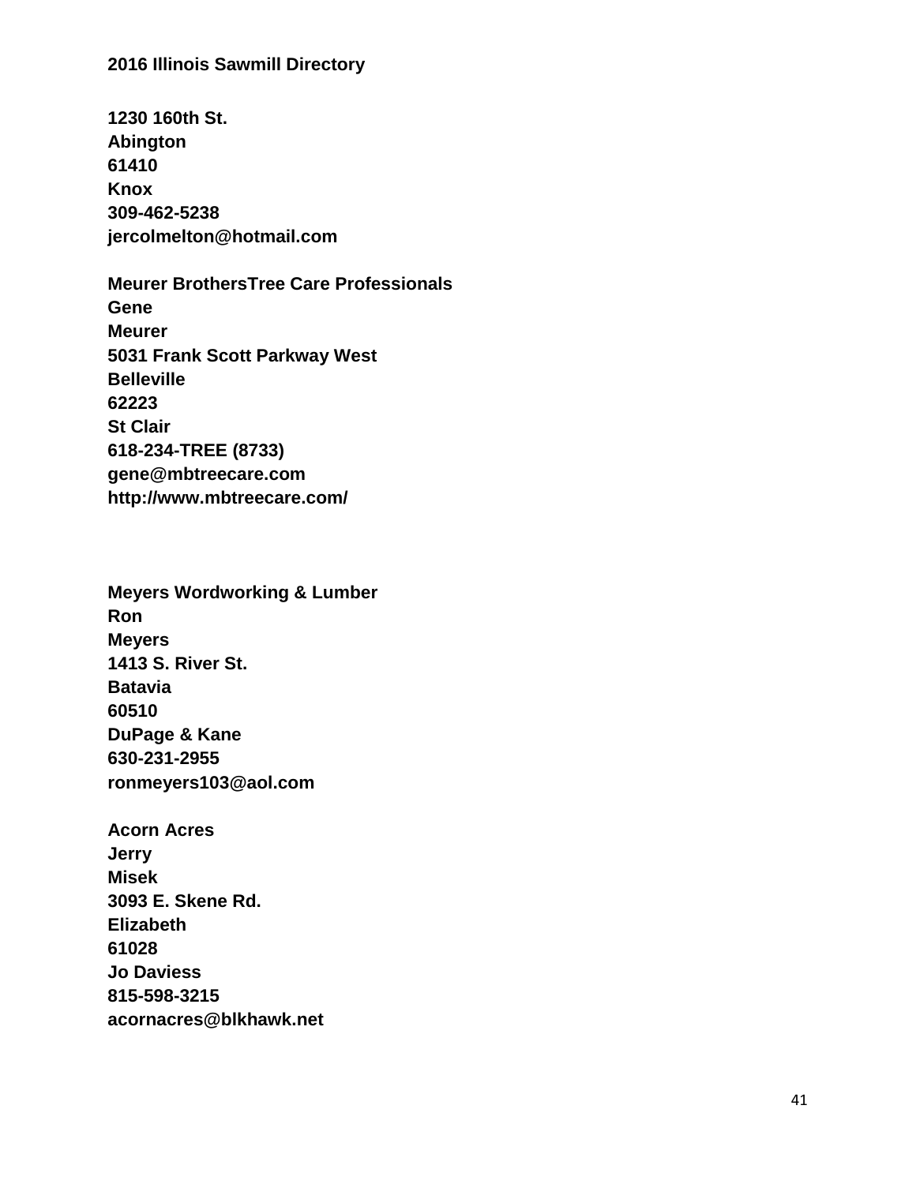**2016 Illinois Sawmill Directory**

**1230 160th St.**
**Abington**
**61410**
**Knox**
**309-462-5238**
**jercolmelton@hotmail.com**

**Meurer BrothersTree Care Professionals**
**Gene**
**Meurer**
**5031 Frank Scott Parkway West**
**Belleville**
**62223**
**St Clair**
**618-234-TREE (8733)**
**gene@mbtreecare.com**
**http://www.mbtreecare.com/**

**Meyers Wordworking & Lumber**
**Ron**
**Meyers**
**1413 S. River St.**
**Batavia**
**60510**
**DuPage & Kane**
**630-231-2955**
**ronmeyers103@aol.com**

**Acorn Acres**
**Jerry**
**Misek**
**3093 E. Skene Rd.**
**Elizabeth**
**61028**
**Jo Daviess**
**815-598-3215**
**acornacres@blkhawk.net**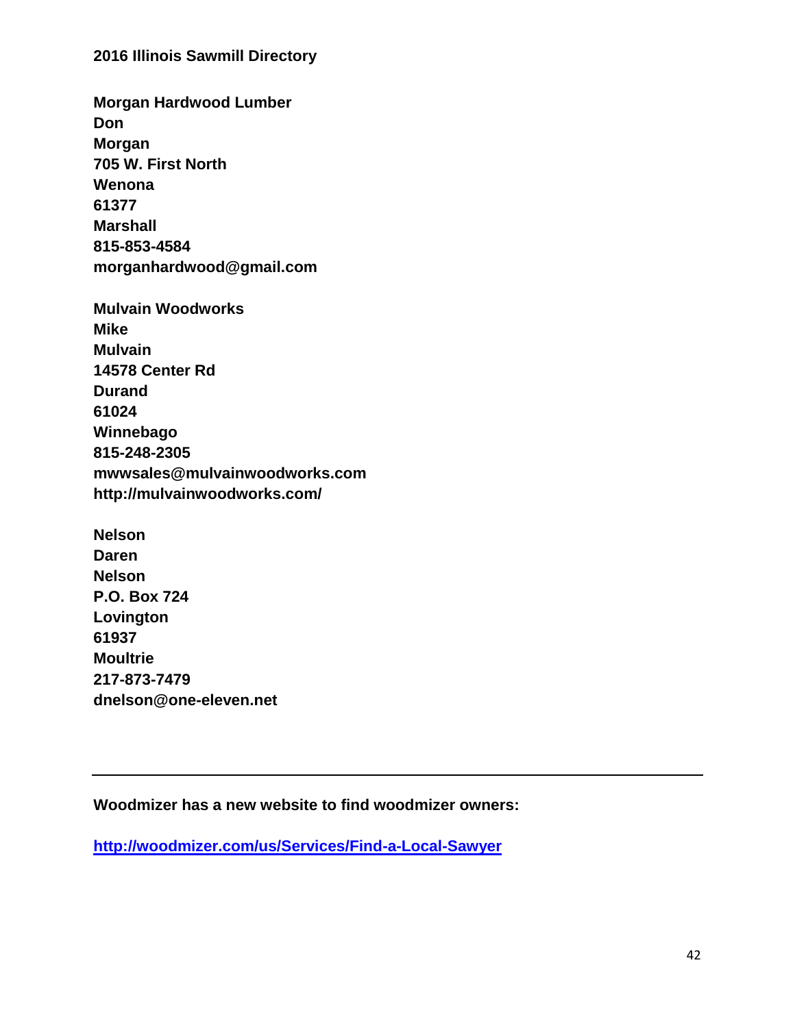**2016 Illinois Sawmill Directory**

**Morgan Hardwood Lumber**
**Don**
**Morgan**
**705 W. First North**
**Wenona**
**61377**
**Marshall**
**815-853-4584**
**morganhardwood@gmail.com**

**Mulvain Woodworks**
**Mike**
**Mulvain**
**14578 Center Rd**
**Durand**
**61024**
**Winnebago**
**815-248-2305**
**mwwsales@mulvainwoodworks.com**
**http://mulvainwoodworks.com/**

**Nelson**
**Daren**
**Nelson**
**P.O. Box 724**
**Lovington**
**61937**
**Moultrie**
**217-873-7479**
**dnelson@one-eleven.net**

---

**Woodmizer has a new website to find woodmizer owners:**

**[http://woodmizer.com/us/Services/Find-a-Local-Sawyer](http://woodmizer.com/us/Services/Find-a-Local-Sawyer)**